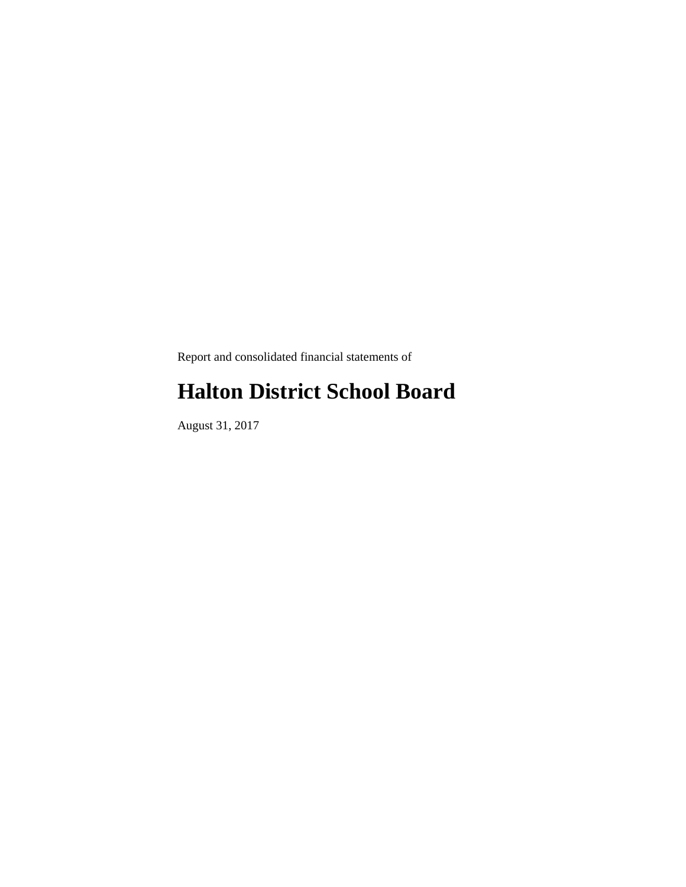Report and consolidated financial statements of

# Halton District School Board

August 31, 2017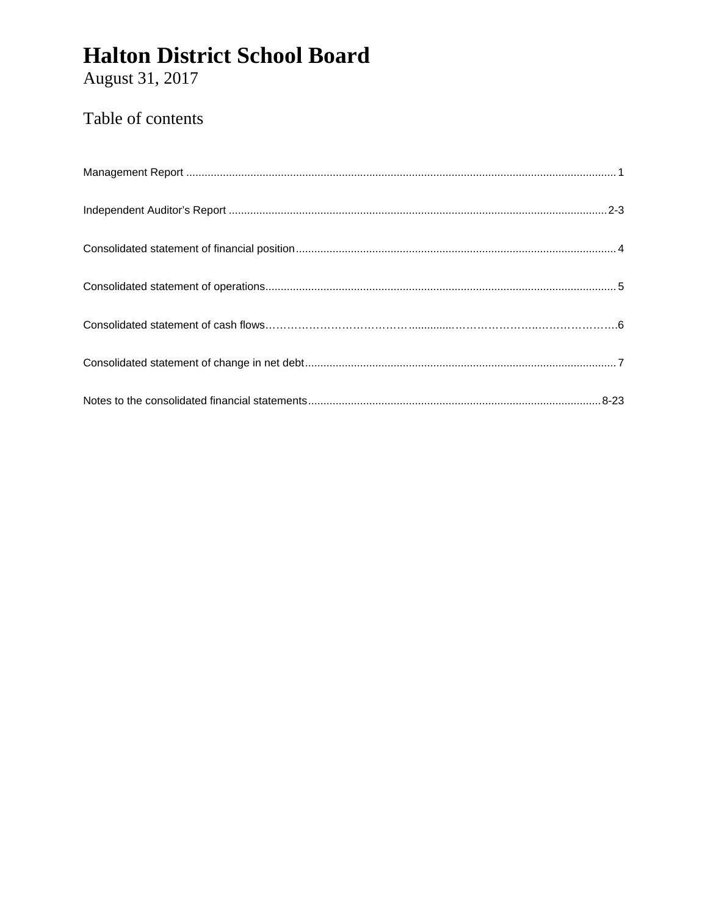# Halton District School Board

August 31, 2017

## Table of contents

| | |
|---|---|
| Management Report | 1 |
| Independent Auditor's Report | 2-3 |
| Consolidated statement of financial position | 4 |
| Consolidated statement of operations | 5 |
| Consolidated statement of cash flows | 6 |
| Consolidated statement of change in net debt | 7 |
| Notes to the consolidated financial statements | 8-23 |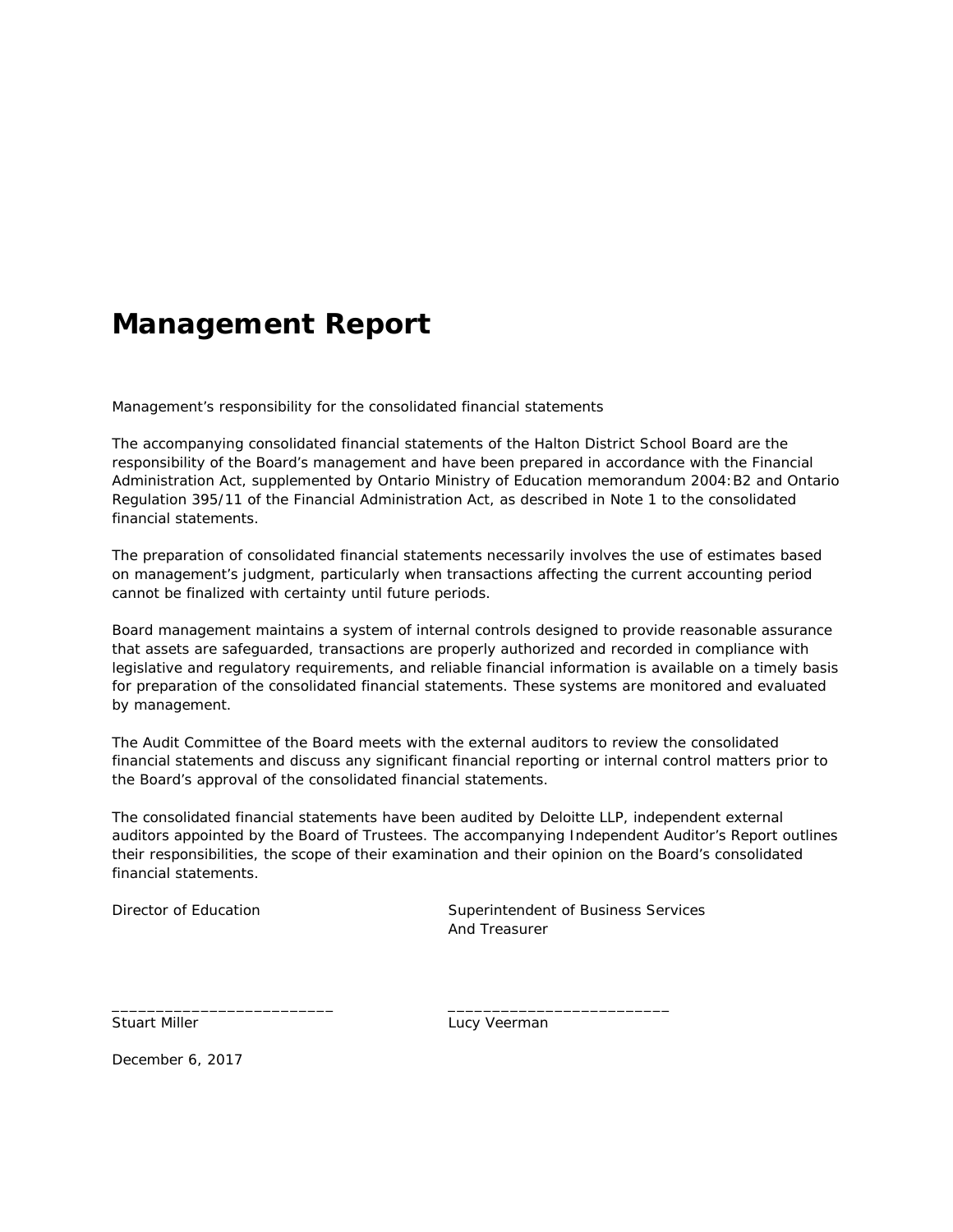# Management Report

Management's responsibility for the consolidated financial statements

The accompanying consolidated financial statements of the Halton District School Board are the responsibility of the Board's management and have been prepared in accordance with the Financial Administration Act, supplemented by Ontario Ministry of Education memorandum 2004:B2 and Ontario Regulation 395/11 of the Financial Administration Act, as described in Note 1 to the consolidated financial statements.

The preparation of consolidated financial statements necessarily involves the use of estimates based on management's judgment, particularly when transactions affecting the current accounting period cannot be finalized with certainty until future periods.

Board management maintains a system of internal controls designed to provide reasonable assurance that assets are safeguarded, transactions are properly authorized and recorded in compliance with legislative and regulatory requirements, and reliable financial information is available on a timely basis for preparation of the consolidated financial statements. These systems are monitored and evaluated by management.

The Audit Committee of the Board meets with the external auditors to review the consolidated financial statements and discuss any significant financial reporting or internal control matters prior to the Board's approval of the consolidated financial statements.

The consolidated financial statements have been audited by Deloitte LLP, independent external auditors appointed by the Board of Trustees. The accompanying Independent Auditor's Report outlines their responsibilities, the scope of their examination and their opinion on the Board's consolidated financial statements.

Director of Education

_________________________
Stuart Miller

Superintendent of Business Services
And Treasurer

_________________________
Lucy Veerman

December 6, 2017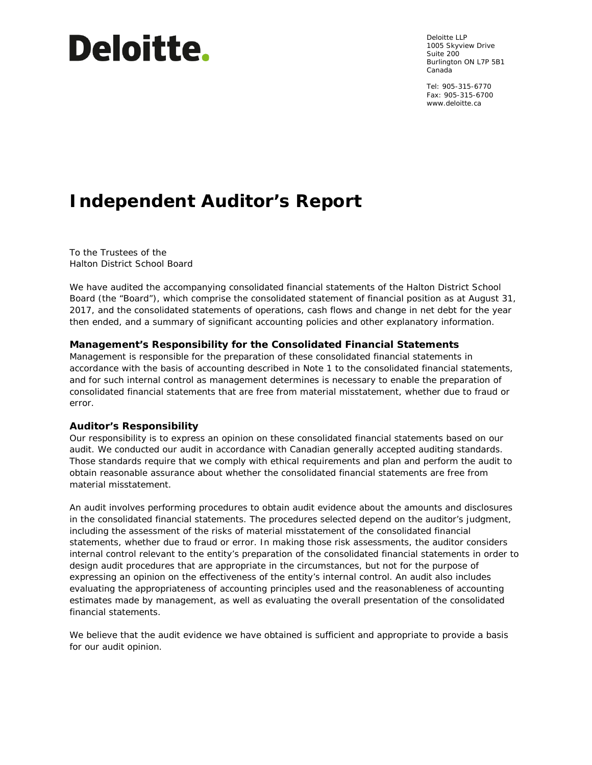Deloitte.

Deloitte LLP
1005 Skyview Drive
Suite 200
Burlington ON L7P 5B1
Canada

Tel: 905-315-6770
Fax: 905-315-6700
www.deloitte.ca

# Independent Auditor's Report

To the Trustees of the
Halton District School Board

We have audited the accompanying consolidated financial statements of the Halton District School Board (the "Board"), which comprise the consolidated statement of financial position as at August 31, 2017, and the consolidated statements of operations, cash flows and change in net debt for the year then ended, and a summary of significant accounting policies and other explanatory information.

### Management's Responsibility for the Consolidated Financial Statements

Management is responsible for the preparation of these consolidated financial statements in accordance with the basis of accounting described in Note 1 to the consolidated financial statements, and for such internal control as management determines is necessary to enable the preparation of consolidated financial statements that are free from material misstatement, whether due to fraud or error.

### Auditor's Responsibility

Our responsibility is to express an opinion on these consolidated financial statements based on our audit. We conducted our audit in accordance with Canadian generally accepted auditing standards. Those standards require that we comply with ethical requirements and plan and perform the audit to obtain reasonable assurance about whether the consolidated financial statements are free from material misstatement.

An audit involves performing procedures to obtain audit evidence about the amounts and disclosures in the consolidated financial statements. The procedures selected depend on the auditor's judgment, including the assessment of the risks of material misstatement of the consolidated financial statements, whether due to fraud or error. In making those risk assessments, the auditor considers internal control relevant to the entity's preparation of the consolidated financial statements in order to design audit procedures that are appropriate in the circumstances, but not for the purpose of expressing an opinion on the effectiveness of the entity's internal control. An audit also includes evaluating the appropriateness of accounting principles used and the reasonableness of accounting estimates made by management, as well as evaluating the overall presentation of the consolidated financial statements.

We believe that the audit evidence we have obtained is sufficient and appropriate to provide a basis for our audit opinion.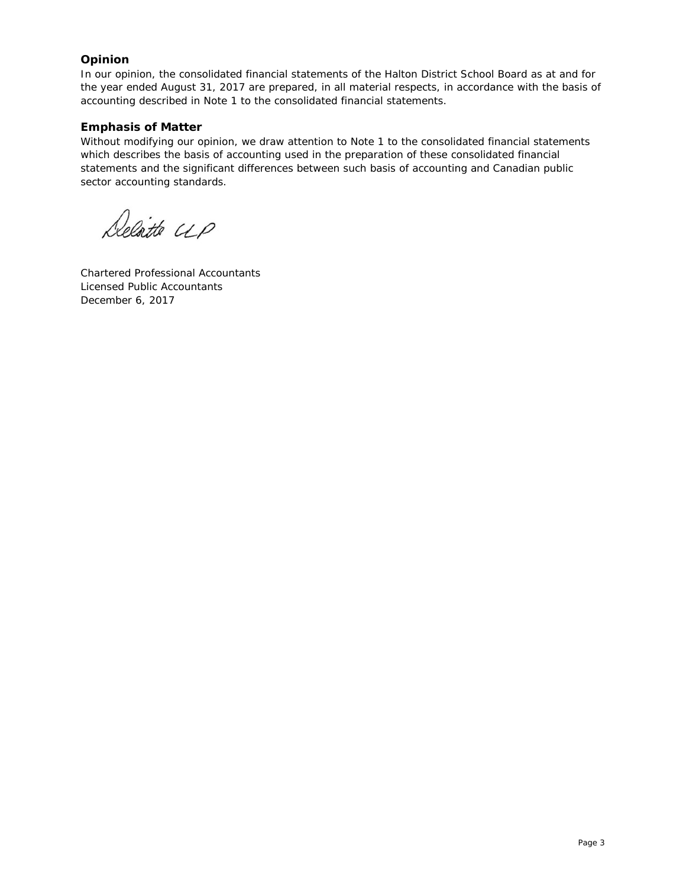### Opinion

In our opinion, the consolidated financial statements of the Halton District School Board as at and for the year ended August 31, 2017 are prepared, in all material respects, in accordance with the basis of accounting described in Note 1 to the consolidated financial statements.

### Emphasis of Matter

Without modifying our opinion, we draw attention to Note 1 to the consolidated financial statements which describes the basis of accounting used in the preparation of these consolidated financial statements and the significant differences between such basis of accounting and Canadian public sector accounting standards.

Deloitte LLP

Chartered Professional Accountants
Licensed Public Accountants
December 6, 2017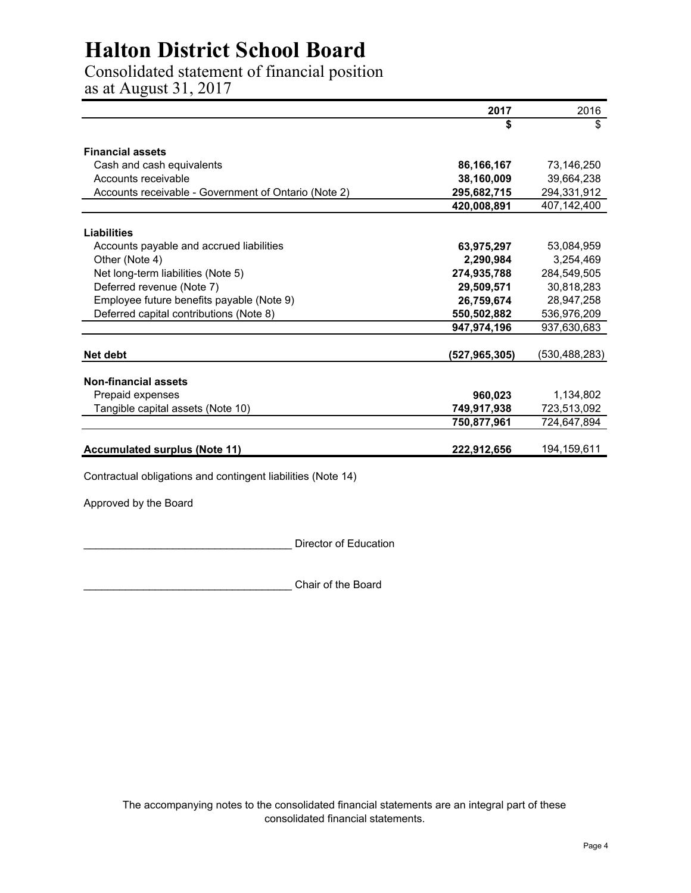# Halton District School Board

Consolidated statement of financial position
as at August 31, 2017

| | 2017 | 2016 |
|---|---|---|
| | **$** | $ |
| **Financial assets** | | |
| Cash and cash equivalents | **86,166,167** | 73,146,250 |
| Accounts receivable | **38,160,009** | 39,664,238 |
| Accounts receivable - Government of Ontario (Note 2) | **295,682,715** | 294,331,912 |
| | **420,008,891** | 407,142,400 |
| **Liabilities** | | |
| Accounts payable and accrued liabilities | **63,975,297** | 53,084,959 |
| Other (Note 4) | **2,290,984** | 3,254,469 |
| Net long-term liabilities (Note 5) | **274,935,788** | 284,549,505 |
| Deferred revenue (Note 7) | **29,509,571** | 30,818,283 |
| Employee future benefits payable (Note 9) | **26,759,674** | 28,947,258 |
| Deferred capital contributions (Note 8) | **550,502,882** | 536,976,209 |
| | **947,974,196** | 937,630,683 |
| **Net debt** | **(527,965,305)** | (530,488,283) |
| **Non-financial assets** | | |
| Prepaid expenses | **960,023** | 1,134,802 |
| Tangible capital assets (Note 10) | **749,917,938** | 723,513,092 |
| | **750,877,961** | 724,647,894 |
| **Accumulated surplus (Note 11)** | **222,912,656** | 194,159,611 |

Contractual obligations and contingent liabilities (Note 14)

Approved by the Board

___________________________________ Director of Education

___________________________________ Chair of the Board

The accompanying notes to the consolidated financial statements are an integral part of these consolidated financial statements.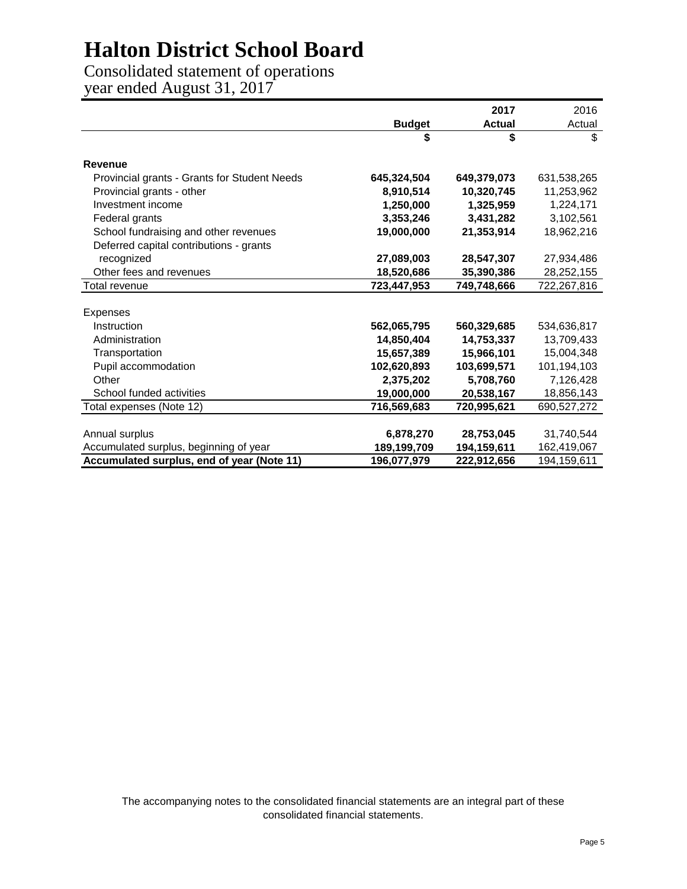# Halton District School Board

Consolidated statement of operations
year ended August 31, 2017

| | Budget | 2017 Actual | 2016 Actual |
|---|---|---|---|
| | $ | $ | $ |
| **Revenue** | | | |
| Provincial grants - Grants for Student Needs | **645,324,504** | **649,379,073** | 631,538,265 |
| Provincial grants - other | **8,910,514** | **10,320,745** | 11,253,962 |
| Investment income | **1,250,000** | **1,325,959** | 1,224,171 |
| Federal grants | **3,353,246** | **3,431,282** | 3,102,561 |
| School fundraising and other revenues | **19,000,000** | **21,353,914** | 18,962,216 |
| Deferred capital contributions - grants recognized | **27,089,003** | **28,547,307** | 27,934,486 |
| Other fees and revenues | **18,520,686** | **35,390,386** | 28,252,155 |
| Total revenue | **723,447,953** | **749,748,666** | 722,267,816 |
| Expenses | | | |
| Instruction | **562,065,795** | **560,329,685** | 534,636,817 |
| Administration | **14,850,404** | **14,753,337** | 13,709,433 |
| Transportation | **15,657,389** | **15,966,101** | 15,004,348 |
| Pupil accommodation | **102,620,893** | **103,699,571** | 101,194,103 |
| Other | **2,375,202** | **5,708,760** | 7,126,428 |
| School funded activities | **19,000,000** | **20,538,167** | 18,856,143 |
| Total expenses (Note 12) | **716,569,683** | **720,995,621** | 690,527,272 |
| Annual surplus | **6,878,270** | **28,753,045** | 31,740,544 |
| Accumulated surplus, beginning of year | **189,199,709** | **194,159,611** | 162,419,067 |
| **Accumulated surplus, end of year (Note 11)** | **196,077,979** | **222,912,656** | 194,159,611 |

The accompanying notes to the consolidated financial statements are an integral part of these consolidated financial statements.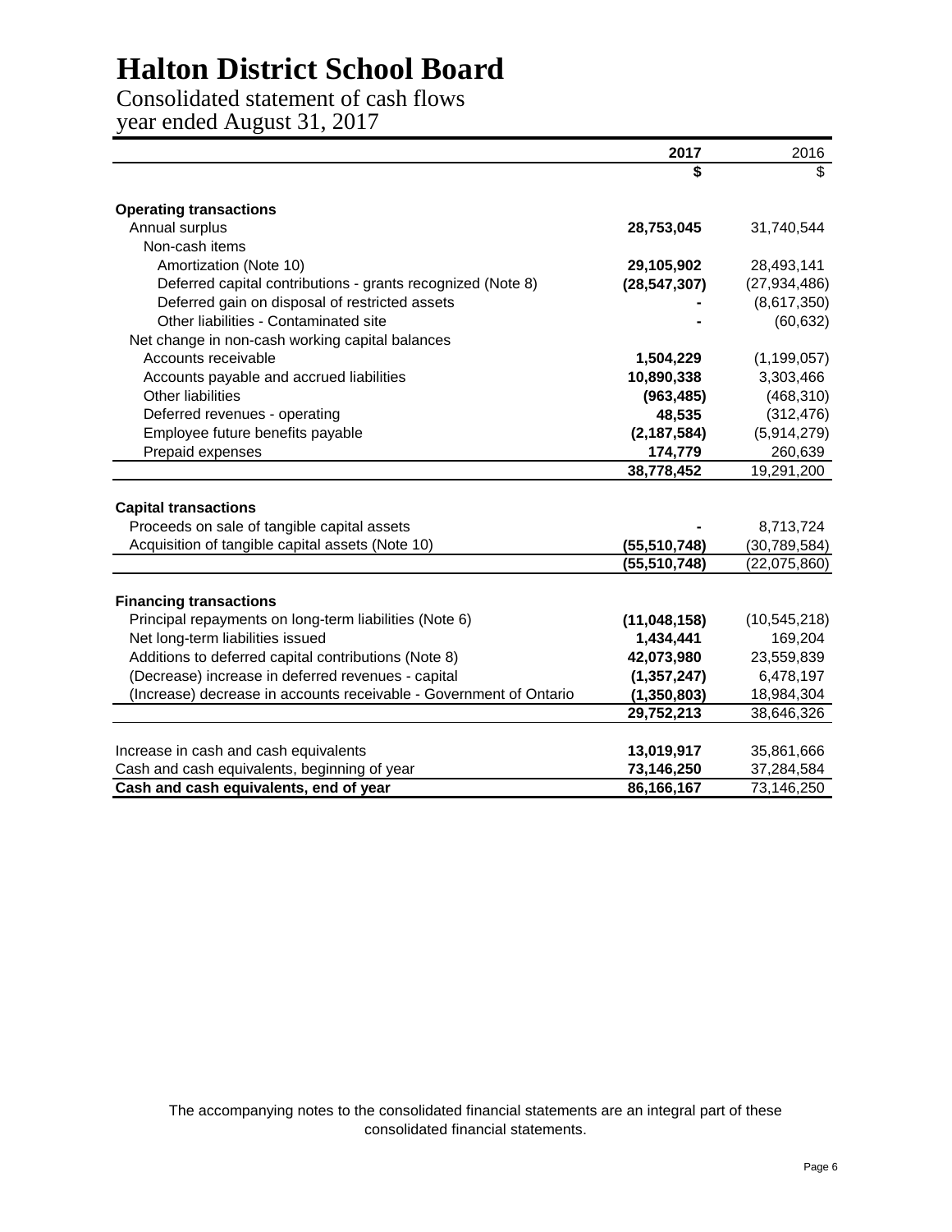# Halton District School Board

Consolidated statement of cash flows
year ended August 31, 2017

| | **2017** | 2016 |
|---|---|---|
| | **$** | $ |
| **Operating transactions** | | |
| Annual surplus | **28,753,045** | 31,740,544 |
| Non-cash items | | |
| Amortization (Note 10) | **29,105,902** | 28,493,141 |
| Deferred capital contributions - grants recognized (Note 8) | **(28,547,307)** | (27,934,486) |
| Deferred gain on disposal of restricted assets | **-** | (8,617,350) |
| Other liabilities - Contaminated site | **-** | (60,632) |
| Net change in non-cash working capital balances | | |
| Accounts receivable | **1,504,229** | (1,199,057) |
| Accounts payable and accrued liabilities | **10,890,338** | 3,303,466 |
| Other liabilities | **(963,485)** | (468,310) |
| Deferred revenues - operating | **48,535** | (312,476) |
| Employee future benefits payable | **(2,187,584)** | (5,914,279) |
| Prepaid expenses | **174,779** | 260,639 |
| | **38,778,452** | 19,291,200 |
| **Capital transactions** | | |
| Proceeds on sale of tangible capital assets | **-** | 8,713,724 |
| Acquisition of tangible capital assets (Note 10) | **(55,510,748)** | (30,789,584) |
| | **(55,510,748)** | (22,075,860) |
| **Financing transactions** | | |
| Principal repayments on long-term liabilities (Note 6) | **(11,048,158)** | (10,545,218) |
| Net long-term liabilities issued | **1,434,441** | 169,204 |
| Additions to deferred capital contributions (Note 8) | **42,073,980** | 23,559,839 |
| (Decrease) increase in deferred revenues - capital | **(1,357,247)** | 6,478,197 |
| (Increase) decrease in accounts receivable - Government of Ontario | **(1,350,803)** | 18,984,304 |
| | **29,752,213** | 38,646,326 |
| Increase in cash and cash equivalents | **13,019,917** | 35,861,666 |
| Cash and cash equivalents, beginning of year | **73,146,250** | 37,284,584 |
| **Cash and cash equivalents, end of year** | **86,166,167** | 73,146,250 |

The accompanying notes to the consolidated financial statements are an integral part of these consolidated financial statements.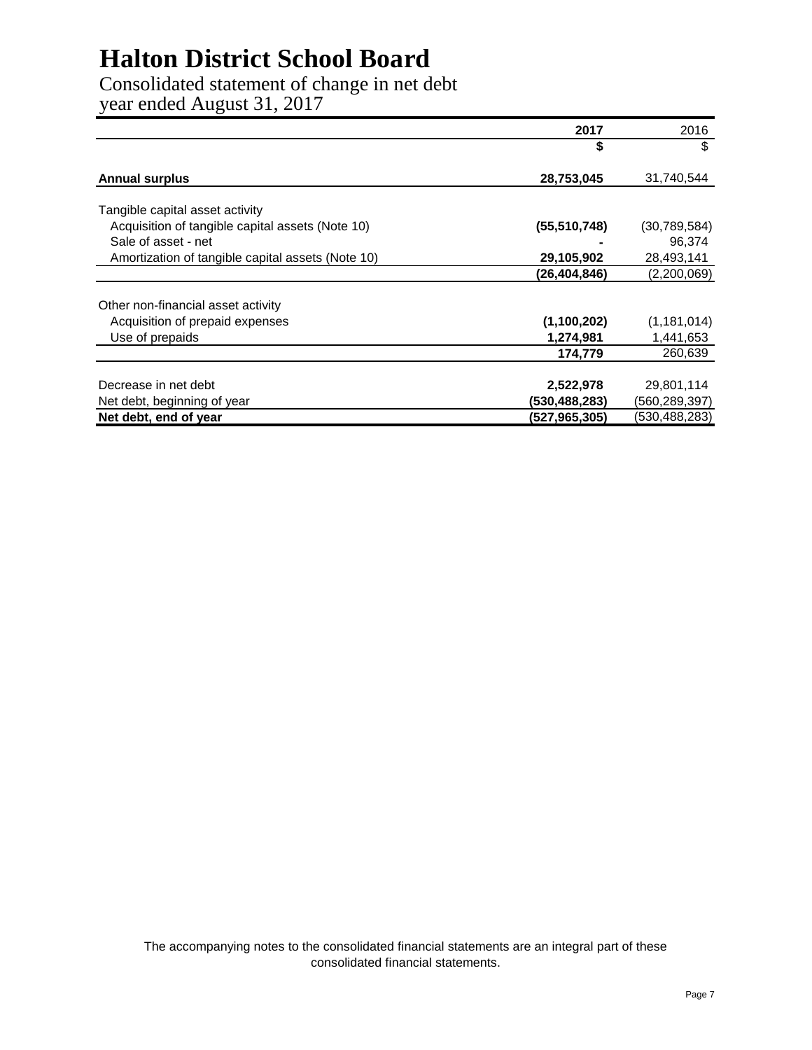# Halton District School Board

## Consolidated statement of change in net debt
year ended August 31, 2017

| | 2017 | 2016 |
|---|---|---|
| | **$** | $ |
| **Annual surplus** | **28,753,045** | 31,740,544 |
| Tangible capital asset activity | | |
| Acquisition of tangible capital assets (Note 10) | **(55,510,748)** | (30,789,584) |
| Sale of asset - net | **-** | 96,374 |
| Amortization of tangible capital assets (Note 10) | **29,105,902** | 28,493,141 |
| | **(26,404,846)** | (2,200,069) |
| Other non-financial asset activity | | |
| Acquisition of prepaid expenses | **(1,100,202)** | (1,181,014) |
| Use of prepaids | **1,274,981** | 1,441,653 |
| | **174,779** | 260,639 |
| Decrease in net debt | **2,522,978** | 29,801,114 |
| Net debt, beginning of year | **(530,488,283)** | (560,289,397) |
| **Net debt, end of year** | **(527,965,305)** | (530,488,283) |

The accompanying notes to the consolidated financial statements are an integral part of these consolidated financial statements.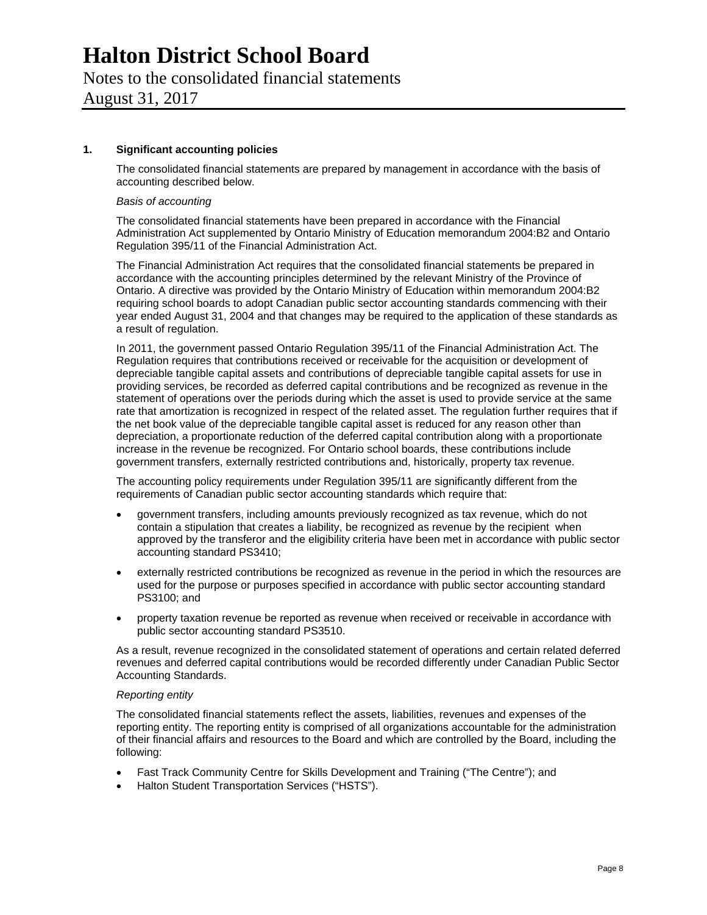# Halton District School Board

Notes to the consolidated financial statements
August 31, 2017

## 1. Significant accounting policies

The consolidated financial statements are prepared by management in accordance with the basis of accounting described below.

*Basis of accounting*

The consolidated financial statements have been prepared in accordance with the Financial Administration Act supplemented by Ontario Ministry of Education memorandum 2004:B2 and Ontario Regulation 395/11 of the Financial Administration Act.

The Financial Administration Act requires that the consolidated financial statements be prepared in accordance with the accounting principles determined by the relevant Ministry of the Province of Ontario. A directive was provided by the Ontario Ministry of Education within memorandum 2004:B2 requiring school boards to adopt Canadian public sector accounting standards commencing with their year ended August 31, 2004 and that changes may be required to the application of these standards as a result of regulation.

In 2011, the government passed Ontario Regulation 395/11 of the Financial Administration Act. The Regulation requires that contributions received or receivable for the acquisition or development of depreciable tangible capital assets and contributions of depreciable tangible capital assets for use in providing services, be recorded as deferred capital contributions and be recognized as revenue in the statement of operations over the periods during which the asset is used to provide service at the same rate that amortization is recognized in respect of the related asset. The regulation further requires that if the net book value of the depreciable tangible capital asset is reduced for any reason other than depreciation, a proportionate reduction of the deferred capital contribution along with a proportionate increase in the revenue be recognized. For Ontario school boards, these contributions include government transfers, externally restricted contributions and, historically, property tax revenue.

The accounting policy requirements under Regulation 395/11 are significantly different from the requirements of Canadian public sector accounting standards which require that:

- government transfers, including amounts previously recognized as tax revenue, which do not contain a stipulation that creates a liability, be recognized as revenue by the recipient when approved by the transferor and the eligibility criteria have been met in accordance with public sector accounting standard PS3410;
- externally restricted contributions be recognized as revenue in the period in which the resources are used for the purpose or purposes specified in accordance with public sector accounting standard PS3100; and
- property taxation revenue be reported as revenue when received or receivable in accordance with public sector accounting standard PS3510.

As a result, revenue recognized in the consolidated statement of operations and certain related deferred revenues and deferred capital contributions would be recorded differently under Canadian Public Sector Accounting Standards.

*Reporting entity*

The consolidated financial statements reflect the assets, liabilities, revenues and expenses of the reporting entity. The reporting entity is comprised of all organizations accountable for the administration of their financial affairs and resources to the Board and which are controlled by the Board, including the following:

- Fast Track Community Centre for Skills Development and Training ("The Centre"); and
- Halton Student Transportation Services ("HSTS").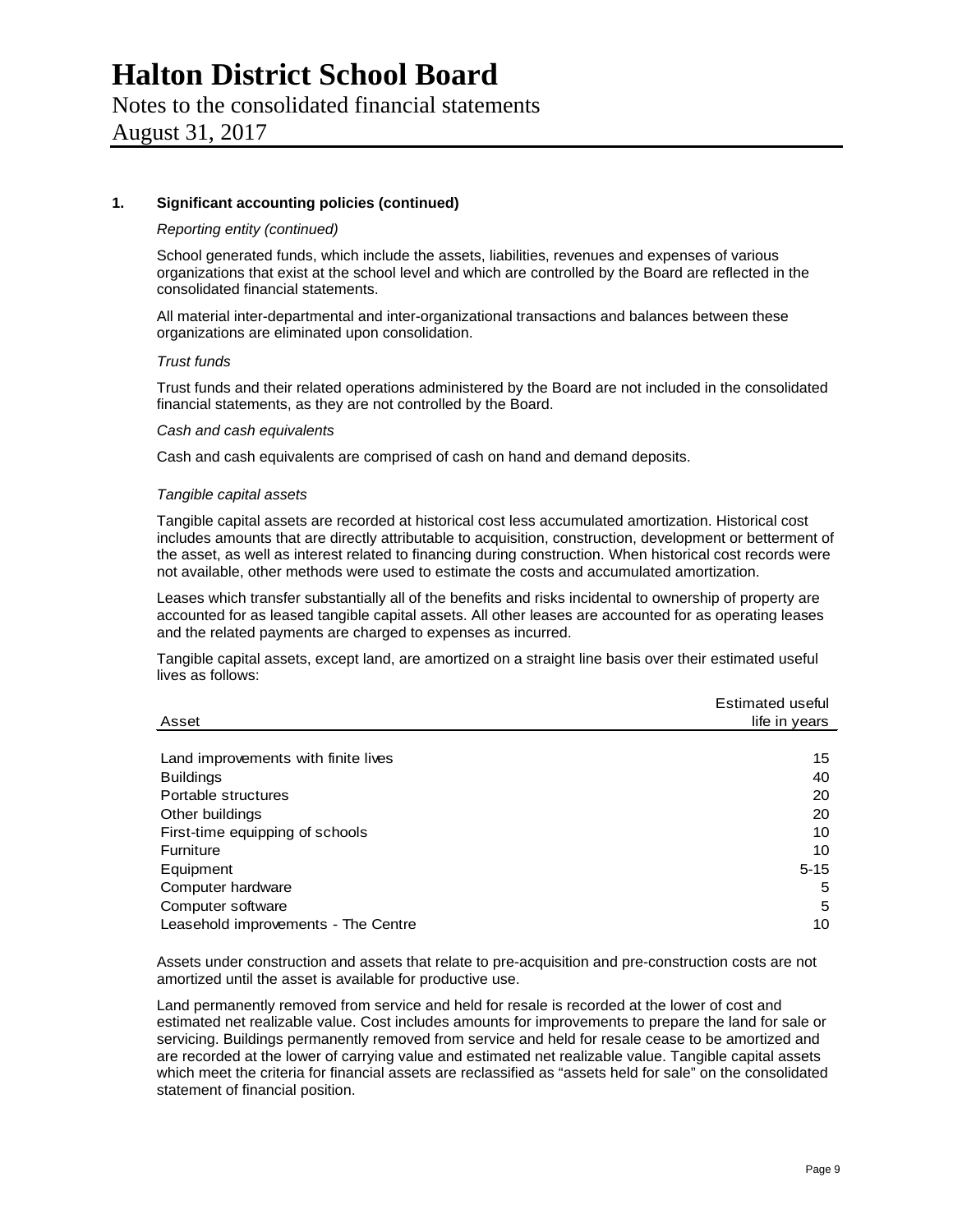# Halton District School Board

Notes to the consolidated financial statements

August 31, 2017

**1. Significant accounting policies (continued)**

*Reporting entity (continued)*

School generated funds, which include the assets, liabilities, revenues and expenses of various organizations that exist at the school level and which are controlled by the Board are reflected in the consolidated financial statements.

All material inter-departmental and inter-organizational transactions and balances between these organizations are eliminated upon consolidation.

*Trust funds*

Trust funds and their related operations administered by the Board are not included in the consolidated financial statements, as they are not controlled by the Board.

*Cash and cash equivalents*

Cash and cash equivalents are comprised of cash on hand and demand deposits.

*Tangible capital assets*

Tangible capital assets are recorded at historical cost less accumulated amortization. Historical cost includes amounts that are directly attributable to acquisition, construction, development or betterment of the asset, as well as interest related to financing during construction. When historical cost records were not available, other methods were used to estimate the costs and accumulated amortization.

Leases which transfer substantially all of the benefits and risks incidental to ownership of property are accounted for as leased tangible capital assets. All other leases are accounted for as operating leases and the related payments are charged to expenses as incurred.

Tangible capital assets, except land, are amortized on a straight line basis over their estimated useful lives as follows:

| Asset | Estimated useful life in years |
|---|---|
| Land improvements with finite lives | 15 |
| Buildings | 40 |
| Portable structures | 20 |
| Other buildings | 20 |
| First-time equipping of schools | 10 |
| Furniture | 10 |
| Equipment | 5-15 |
| Computer hardware | 5 |
| Computer software | 5 |
| Leasehold improvements - The Centre | 10 |

Assets under construction and assets that relate to pre-acquisition and pre-construction costs are not amortized until the asset is available for productive use.

Land permanently removed from service and held for resale is recorded at the lower of cost and estimated net realizable value. Cost includes amounts for improvements to prepare the land for sale or servicing. Buildings permanently removed from service and held for resale cease to be amortized and are recorded at the lower of carrying value and estimated net realizable value. Tangible capital assets which meet the criteria for financial assets are reclassified as "assets held for sale" on the consolidated statement of financial position.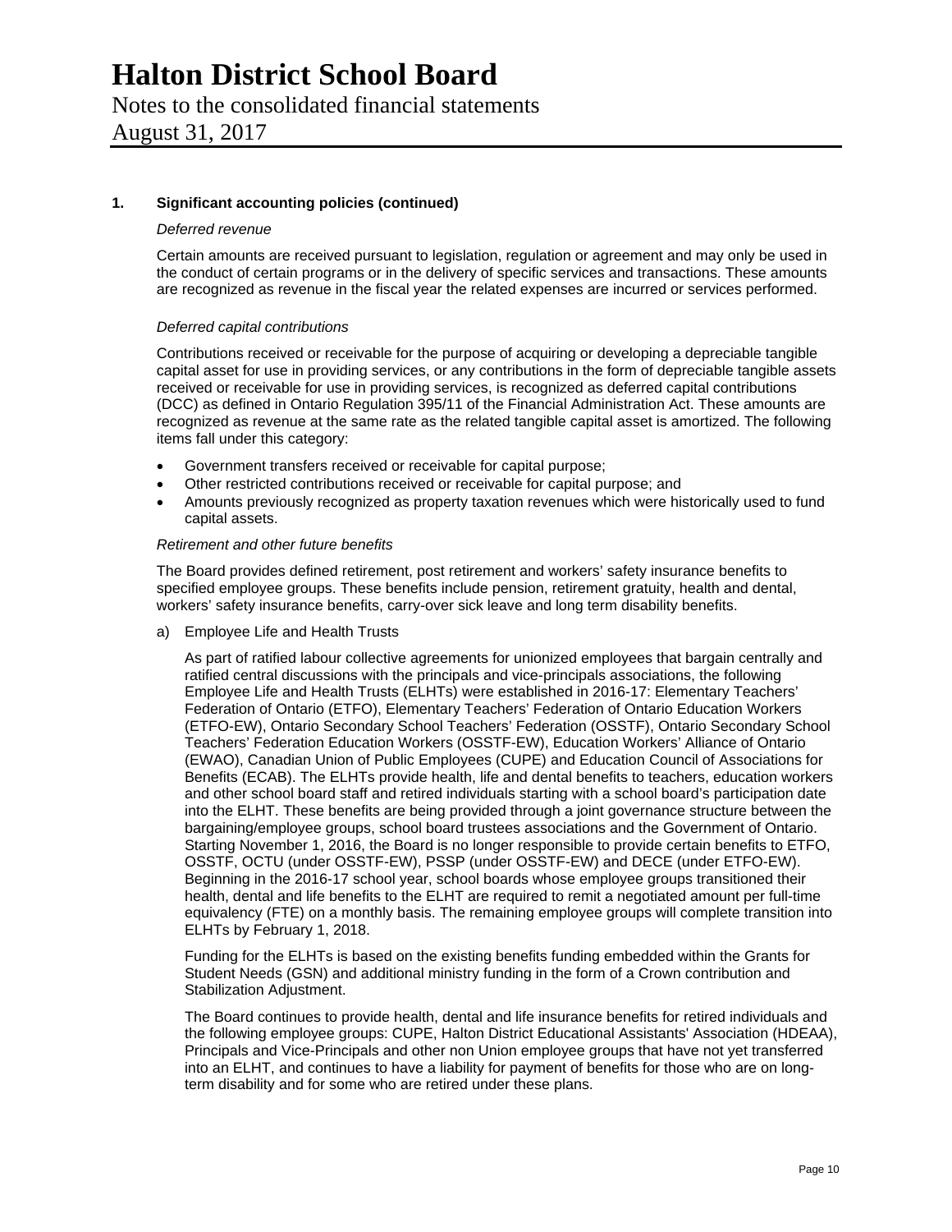## 1. Significant accounting policies (continued)

*Deferred revenue*

Certain amounts are received pursuant to legislation, regulation or agreement and may only be used in the conduct of certain programs or in the delivery of specific services and transactions. These amounts are recognized as revenue in the fiscal year the related expenses are incurred or services performed.

*Deferred capital contributions*

Contributions received or receivable for the purpose of acquiring or developing a depreciable tangible capital asset for use in providing services, or any contributions in the form of depreciable tangible assets received or receivable for use in providing services, is recognized as deferred capital contributions (DCC) as defined in Ontario Regulation 395/11 of the Financial Administration Act. These amounts are recognized as revenue at the same rate as the related tangible capital asset is amortized. The following items fall under this category:

- Government transfers received or receivable for capital purpose;
- Other restricted contributions received or receivable for capital purpose; and
- Amounts previously recognized as property taxation revenues which were historically used to fund capital assets.

*Retirement and other future benefits*

The Board provides defined retirement, post retirement and workers' safety insurance benefits to specified employee groups. These benefits include pension, retirement gratuity, health and dental, workers' safety insurance benefits, carry-over sick leave and long term disability benefits.

a) Employee Life and Health Trusts

As part of ratified labour collective agreements for unionized employees that bargain centrally and ratified central discussions with the principals and vice-principals associations, the following Employee Life and Health Trusts (ELHTs) were established in 2016-17: Elementary Teachers' Federation of Ontario (ETFO), Elementary Teachers' Federation of Ontario Education Workers (ETFO-EW), Ontario Secondary School Teachers' Federation (OSSTF), Ontario Secondary School Teachers' Federation Education Workers (OSSTF-EW), Education Workers' Alliance of Ontario (EWAO), Canadian Union of Public Employees (CUPE) and Education Council of Associations for Benefits (ECAB). The ELHTs provide health, life and dental benefits to teachers, education workers and other school board staff and retired individuals starting with a school board's participation date into the ELHT. These benefits are being provided through a joint governance structure between the bargaining/employee groups, school board trustees associations and the Government of Ontario. Starting November 1, 2016, the Board is no longer responsible to provide certain benefits to ETFO, OSSTF, OCTU (under OSSTF-EW), PSSP (under OSSTF-EW) and DECE (under ETFO-EW). Beginning in the 2016-17 school year, school boards whose employee groups transitioned their health, dental and life benefits to the ELHT are required to remit a negotiated amount per full-time equivalency (FTE) on a monthly basis. The remaining employee groups will complete transition into ELHTs by February 1, 2018.

Funding for the ELHTs is based on the existing benefits funding embedded within the Grants for Student Needs (GSN) and additional ministry funding in the form of a Crown contribution and Stabilization Adjustment.

The Board continues to provide health, dental and life insurance benefits for retired individuals and the following employee groups: CUPE, Halton District Educational Assistants' Association (HDEAA), Principals and Vice-Principals and other non Union employee groups that have not yet transferred into an ELHT, and continues to have a liability for payment of benefits for those who are on long-term disability and for some who are retired under these plans.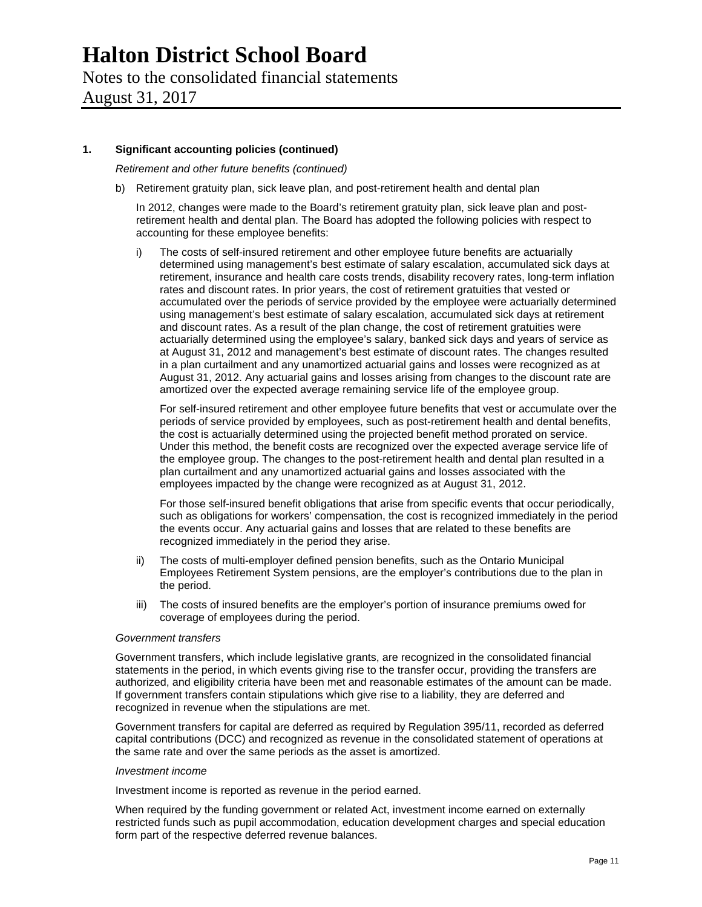# Halton District School Board

Notes to the consolidated financial statements

August 31, 2017

## 1. Significant accounting policies (continued)

*Retirement and other future benefits (continued)*

b) Retirement gratuity plan, sick leave plan, and post-retirement health and dental plan

In 2012, changes were made to the Board's retirement gratuity plan, sick leave plan and post-retirement health and dental plan. The Board has adopted the following policies with respect to accounting for these employee benefits:

i) The costs of self-insured retirement and other employee future benefits are actuarially determined using management's best estimate of salary escalation, accumulated sick days at retirement, insurance and health care costs trends, disability recovery rates, long-term inflation rates and discount rates. In prior years, the cost of retirement gratuities that vested or accumulated over the periods of service provided by the employee were actuarially determined using management's best estimate of salary escalation, accumulated sick days at retirement and discount rates. As a result of the plan change, the cost of retirement gratuities were actuarially determined using the employee's salary, banked sick days and years of service as at August 31, 2012 and management's best estimate of discount rates. The changes resulted in a plan curtailment and any unamortized actuarial gains and losses were recognized as at August 31, 2012. Any actuarial gains and losses arising from changes to the discount rate are amortized over the expected average remaining service life of the employee group.

For self-insured retirement and other employee future benefits that vest or accumulate over the periods of service provided by employees, such as post-retirement health and dental benefits, the cost is actuarially determined using the projected benefit method prorated on service. Under this method, the benefit costs are recognized over the expected average service life of the employee group. The changes to the post-retirement health and dental plan resulted in a plan curtailment and any unamortized actuarial gains and losses associated with the employees impacted by the change were recognized as at August 31, 2012.

For those self-insured benefit obligations that arise from specific events that occur periodically, such as obligations for workers' compensation, the cost is recognized immediately in the period the events occur. Any actuarial gains and losses that are related to these benefits are recognized immediately in the period they arise.

ii) The costs of multi-employer defined pension benefits, such as the Ontario Municipal Employees Retirement System pensions, are the employer's contributions due to the plan in the period.

iii) The costs of insured benefits are the employer's portion of insurance premiums owed for coverage of employees during the period.

*Government transfers*

Government transfers, which include legislative grants, are recognized in the consolidated financial statements in the period, in which events giving rise to the transfer occur, providing the transfers are authorized, and eligibility criteria have been met and reasonable estimates of the amount can be made. If government transfers contain stipulations which give rise to a liability, they are deferred and recognized in revenue when the stipulations are met.

Government transfers for capital are deferred as required by Regulation 395/11, recorded as deferred capital contributions (DCC) and recognized as revenue in the consolidated statement of operations at the same rate and over the same periods as the asset is amortized.

*Investment income*

Investment income is reported as revenue in the period earned.

When required by the funding government or related Act, investment income earned on externally restricted funds such as pupil accommodation, education development charges and special education form part of the respective deferred revenue balances.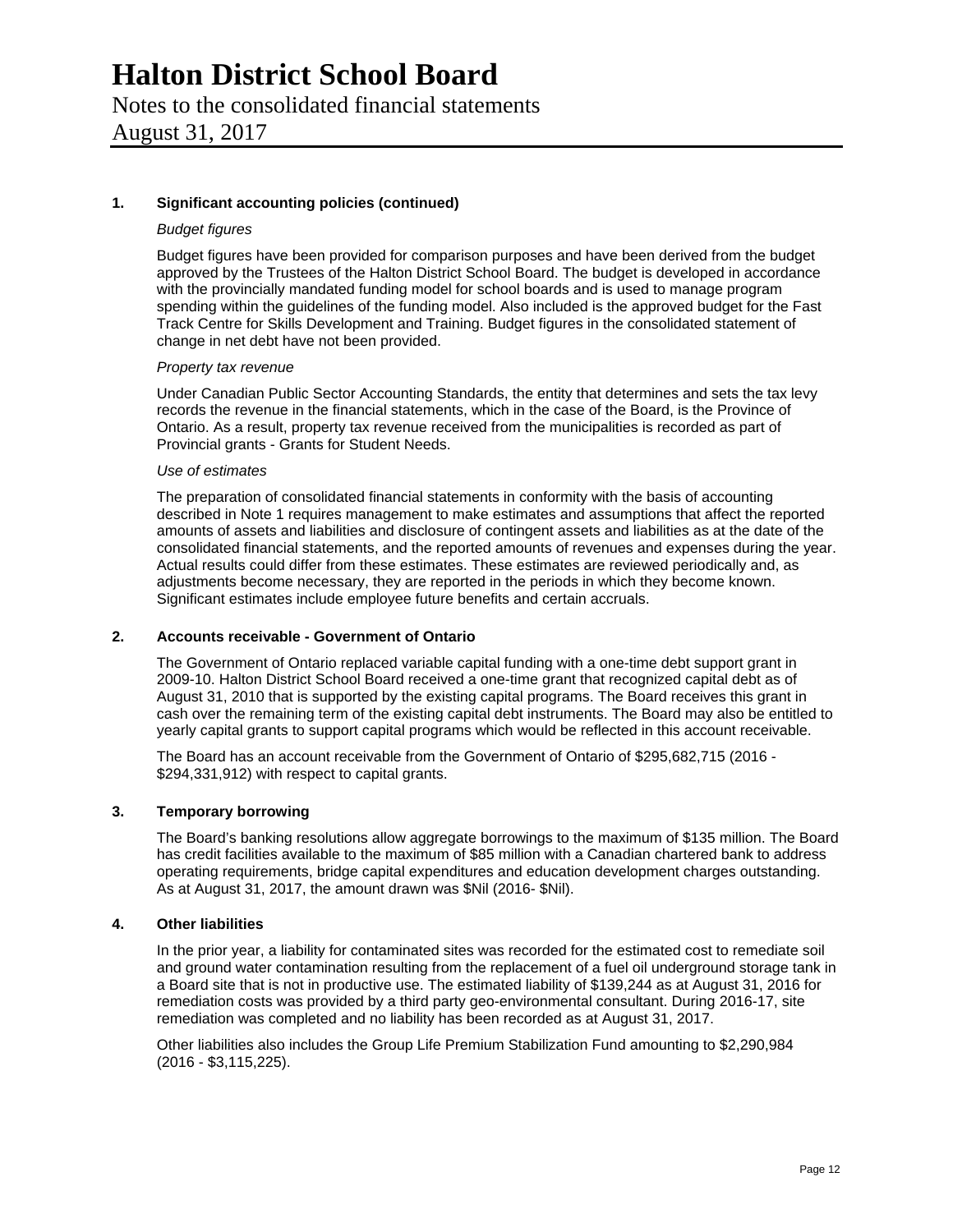# Halton District School Board

Notes to the consolidated financial statements
August 31, 2017

**1. Significant accounting policies (continued)**

*Budget figures*

Budget figures have been provided for comparison purposes and have been derived from the budget approved by the Trustees of the Halton District School Board. The budget is developed in accordance with the provincially mandated funding model for school boards and is used to manage program spending within the guidelines of the funding model. Also included is the approved budget for the Fast Track Centre for Skills Development and Training. Budget figures in the consolidated statement of change in net debt have not been provided.

*Property tax revenue*

Under Canadian Public Sector Accounting Standards, the entity that determines and sets the tax levy records the revenue in the financial statements, which in the case of the Board, is the Province of Ontario. As a result, property tax revenue received from the municipalities is recorded as part of Provincial grants - Grants for Student Needs.

*Use of estimates*

The preparation of consolidated financial statements in conformity with the basis of accounting described in Note 1 requires management to make estimates and assumptions that affect the reported amounts of assets and liabilities and disclosure of contingent assets and liabilities as at the date of the consolidated financial statements, and the reported amounts of revenues and expenses during the year. Actual results could differ from these estimates. These estimates are reviewed periodically and, as adjustments become necessary, they are reported in the periods in which they become known. Significant estimates include employee future benefits and certain accruals.

**2. Accounts receivable - Government of Ontario**

The Government of Ontario replaced variable capital funding with a one-time debt support grant in 2009-10. Halton District School Board received a one-time grant that recognized capital debt as of August 31, 2010 that is supported by the existing capital programs. The Board receives this grant in cash over the remaining term of the existing capital debt instruments. The Board may also be entitled to yearly capital grants to support capital programs which would be reflected in this account receivable.

The Board has an account receivable from the Government of Ontario of $295,682,715 (2016 - $294,331,912) with respect to capital grants.

**3. Temporary borrowing**

The Board's banking resolutions allow aggregate borrowings to the maximum of $135 million. The Board has credit facilities available to the maximum of $85 million with a Canadian chartered bank to address operating requirements, bridge capital expenditures and education development charges outstanding. As at August 31, 2017, the amount drawn was $Nil (2016- $Nil).

**4. Other liabilities**

In the prior year, a liability for contaminated sites was recorded for the estimated cost to remediate soil and ground water contamination resulting from the replacement of a fuel oil underground storage tank in a Board site that is not in productive use. The estimated liability of $139,244 as at August 31, 2016 for remediation costs was provided by a third party geo-environmental consultant. During 2016-17, site remediation was completed and no liability has been recorded as at August 31, 2017.

Other liabilities also includes the Group Life Premium Stabilization Fund amounting to $2,290,984 (2016 - $3,115,225).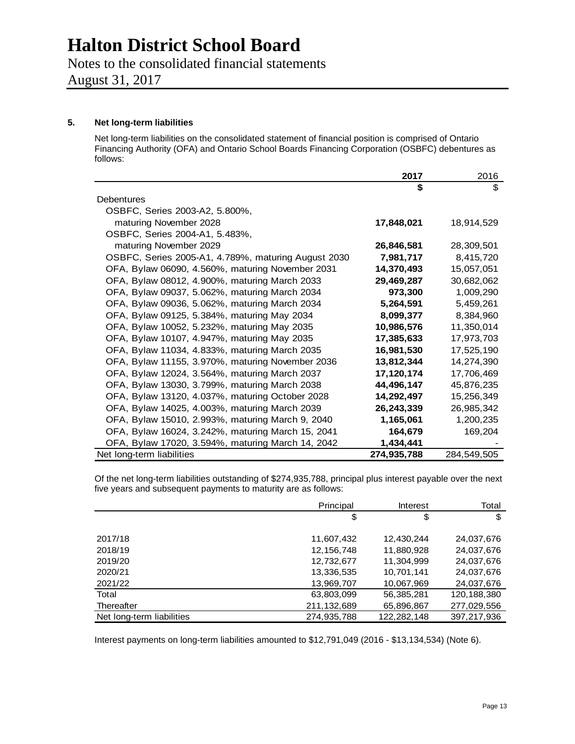# Halton District School Board

Notes to the consolidated financial statements

August 31, 2017

## 5. Net long-term liabilities

Net long-term liabilities on the consolidated statement of financial position is comprised of Ontario Financing Authority (OFA) and Ontario School Boards Financing Corporation (OSBFC) debentures as follows:

| | **2017** | 2016 |
|---|---|---|
| | **$** | $ |
| Debentures | | |
| OSBFC, Series 2003-A2, 5.800%, maturing November 2028 | **17,848,021** | 18,914,529 |
| OSBFC, Series 2004-A1, 5.483%, maturing November 2029 | **26,846,581** | 28,309,501 |
| OSBFC, Series 2005-A1, 4.789%, maturing August 2030 | **7,981,717** | 8,415,720 |
| OFA, Bylaw 06090, 4.560%, maturing November 2031 | **14,370,493** | 15,057,051 |
| OFA, Bylaw 08012, 4.900%, maturing March 2033 | **29,469,287** | 30,682,062 |
| OFA, Bylaw 09037, 5.062%, maturing March 2034 | **973,300** | 1,009,290 |
| OFA, Bylaw 09036, 5.062%, maturing March 2034 | **5,264,591** | 5,459,261 |
| OFA, Bylaw 09125, 5.384%, maturing May 2034 | **8,099,377** | 8,384,960 |
| OFA, Bylaw 10052, 5.232%, maturing May 2035 | **10,986,576** | 11,350,014 |
| OFA, Bylaw 10107, 4.947%, maturing May 2035 | **17,385,633** | 17,973,703 |
| OFA, Bylaw 11034, 4.833%, maturing March 2035 | **16,981,530** | 17,525,190 |
| OFA, Bylaw 11155, 3.970%, maturing November 2036 | **13,812,344** | 14,274,390 |
| OFA, Bylaw 12024, 3.564%, maturing March 2037 | **17,120,174** | 17,706,469 |
| OFA, Bylaw 13030, 3.799%, maturing March 2038 | **44,496,147** | 45,876,235 |
| OFA, Bylaw 13120, 4.037%, maturing October 2028 | **14,292,497** | 15,256,349 |
| OFA, Bylaw 14025, 4.003%, maturing March 2039 | **26,243,339** | 26,985,342 |
| OFA, Bylaw 15010, 2.993%, maturing March 9, 2040 | **1,165,061** | 1,200,235 |
| OFA, Bylaw 16024, 3.242%, maturing March 15, 2041 | **164,679** | 169,204 |
| OFA, Bylaw 17020, 3.594%, maturing March 14, 2042 | **1,434,441** | - |
| Net long-term liabilities | **274,935,788** | 284,549,505 |

Of the net long-term liabilities outstanding of $274,935,788, principal plus interest payable over the next five years and subsequent payments to maturity are as follows:

| | Principal | Interest | Total |
|---|---|---|---|
| | $ | $ | $ |
| 2017/18 | 11,607,432 | 12,430,244 | 24,037,676 |
| 2018/19 | 12,156,748 | 11,880,928 | 24,037,676 |
| 2019/20 | 12,732,677 | 11,304,999 | 24,037,676 |
| 2020/21 | 13,336,535 | 10,701,141 | 24,037,676 |
| 2021/22 | 13,969,707 | 10,067,969 | 24,037,676 |
| Total | 63,803,099 | 56,385,281 | 120,188,380 |
| Thereafter | 211,132,689 | 65,896,867 | 277,029,556 |
| Net long-term liabilities | 274,935,788 | 122,282,148 | 397,217,936 |

Interest payments on long-term liabilities amounted to $12,791,049 (2016 - $13,134,534) (Note 6).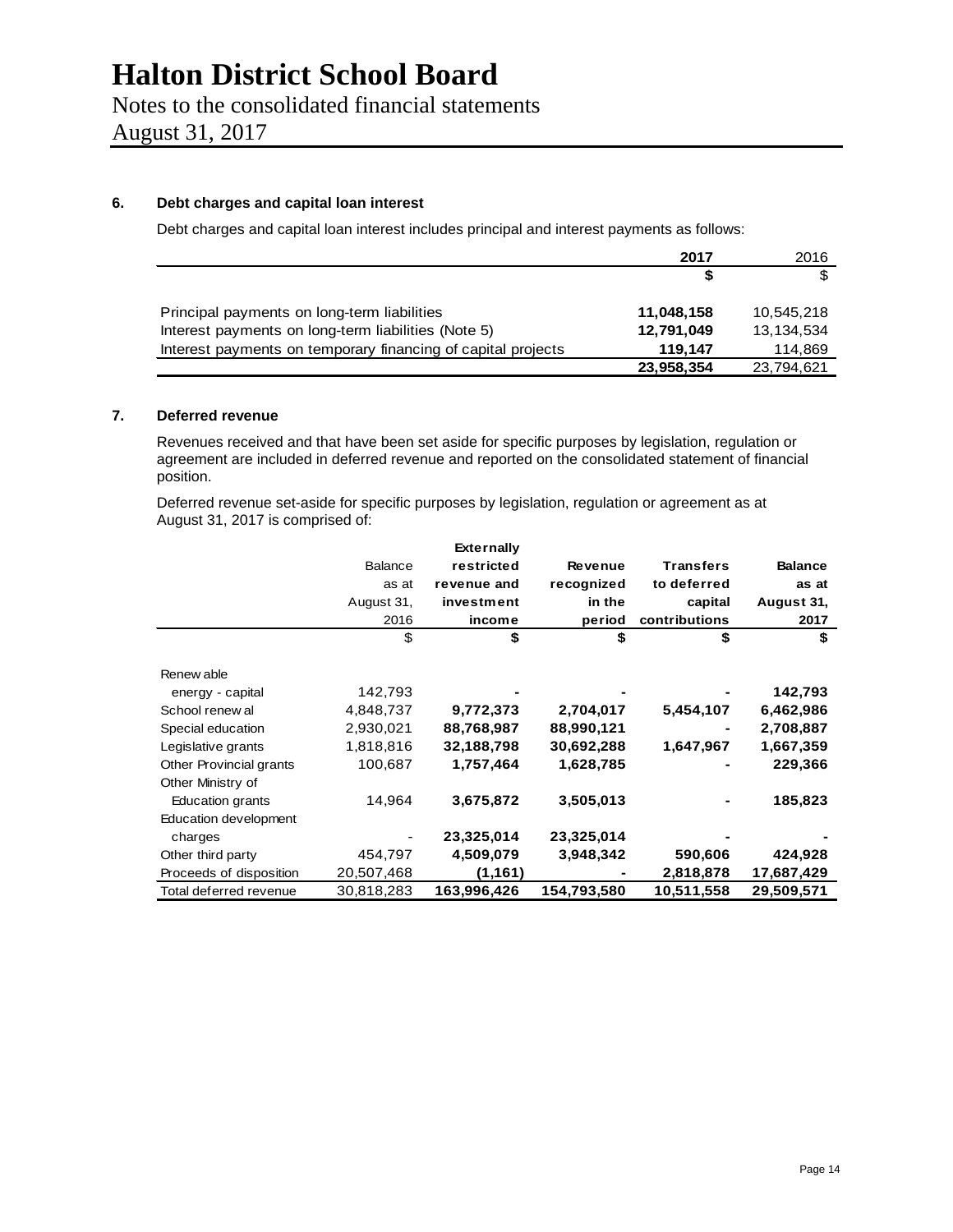# Halton District School Board

Notes to the consolidated financial statements

August 31, 2017

## 6. Debt charges and capital loan interest

Debt charges and capital loan interest includes principal and interest payments as follows:

| | 2017 | 2016 |
|---|---|---|
| | $ | $ |
| Principal payments on long-term liabilities | 11,048,158 | 10,545,218 |
| Interest payments on long-term liabilities (Note 5) | 12,791,049 | 13,134,534 |
| Interest payments on temporary financing of capital projects | 119,147 | 114,869 |
| | 23,958,354 | 23,794,621 |

## 7. Deferred revenue

Revenues received and that have been set aside for specific purposes by legislation, regulation or agreement are included in deferred revenue and reported on the consolidated statement of financial position.

Deferred revenue set-aside for specific purposes by legislation, regulation or agreement as at August 31, 2017 is comprised of:

| | Balance as at August 31, 2016 | Externally restricted revenue and investment income | Revenue recognized in the period | Transfers to deferred capital contributions | Balance as at August 31, 2017 |
|---|---|---|---|---|---|
| | $ | $ | $ | $ | $ |
| Renewable energy - capital | 142,793 | - | - | - | 142,793 |
| School renewal | 4,848,737 | 9,772,373 | 2,704,017 | 5,454,107 | 6,462,986 |
| Special education | 2,930,021 | 88,768,987 | 88,990,121 | - | 2,708,887 |
| Legislative grants | 1,818,816 | 32,188,798 | 30,692,288 | 1,647,967 | 1,667,359 |
| Other Provincial grants | 100,687 | 1,757,464 | 1,628,785 | - | 229,366 |
| Other Ministry of Education grants | 14,964 | 3,675,872 | 3,505,013 | - | 185,823 |
| Education development charges | - | 23,325,014 | 23,325,014 | - | - |
| Other third party | 454,797 | 4,509,079 | 3,948,342 | 590,606 | 424,928 |
| Proceeds of disposition | 20,507,468 | (1,161) | - | 2,818,878 | 17,687,429 |
| Total deferred revenue | 30,818,283 | 163,996,426 | 154,793,580 | 10,511,558 | 29,509,571 |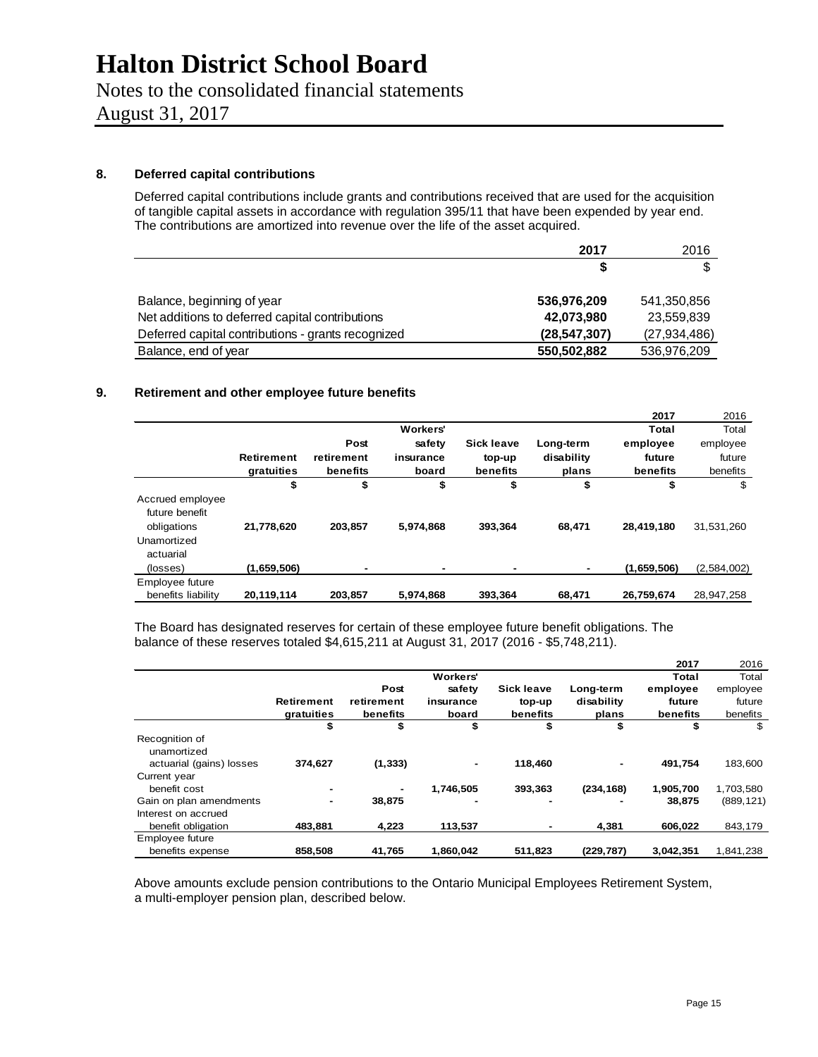# Halton District School Board

Notes to the consolidated financial statements

August 31, 2017

## 8. Deferred capital contributions

Deferred capital contributions include grants and contributions received that are used for the acquisition of tangible capital assets in accordance with regulation 395/11 that have been expended by year end. The contributions are amortized into revenue over the life of the asset acquired.

| | **2017** | 2016 |
|---|---|---|
| | **$** | $ |
| Balance, beginning of year | **536,976,209** | 541,350,856 |
| Net additions to deferred capital contributions | **42,073,980** | 23,559,839 |
| Deferred capital contributions - grants recognized | **(28,547,307)** | (27,934,486) |
| Balance, end of year | **550,502,882** | 536,976,209 |

## 9. Retirement and other employee future benefits

| | **Retirement gratuities** | **Post retirement benefits** | **Workers' safety insurance board** | **Sick leave top-up benefits** | **Long-term disability plans** | **2017 Total employee future benefits** | 2016 Total employee future benefits |
|---|---|---|---|---|---|---|---|
| | **$** | **$** | **$** | **$** | **$** | **$** | $ |
| Accrued employee future benefit obligations | **21,778,620** | **203,857** | **5,974,868** | **393,364** | **68,471** | **28,419,180** | 31,531,260 |
| Unamortized actuarial (losses) | **(1,659,506)** | **-** | **-** | **-** | **-** | **(1,659,506)** | (2,584,002) |
| Employee future benefits liability | **20,119,114** | **203,857** | **5,974,868** | **393,364** | **68,471** | **26,759,674** | 28,947,258 |

The Board has designated reserves for certain of these employee future benefit obligations. The balance of these reserves totaled $4,615,211 at August 31, 2017 (2016 - $5,748,211).

| | **Retirement gratuities** | **Post retirement benefits** | **Workers' safety insurance board** | **Sick leave top-up benefits** | **Long-term disability plans** | **2017 Total employee future benefits** | 2016 Total employee future benefits |
|---|---|---|---|---|---|---|---|
| | **$** | **$** | **$** | **$** | **$** | **$** | $ |
| Recognition of unamortized actuarial (gains) losses | **374,627** | **(1,333)** | **-** | **118,460** | **-** | **491,754** | 183,600 |
| Current year benefit cost | **-** | **-** | **1,746,505** | **393,363** | **(234,168)** | **1,905,700** | 1,703,580 |
| Gain on plan amendments | **-** | **38,875** | **-** | **-** | **-** | **38,875** | (889,121) |
| Interest on accrued benefit obligation | **483,881** | **4,223** | **113,537** | **-** | **4,381** | **606,022** | 843,179 |
| Employee future benefits expense | **858,508** | **41,765** | **1,860,042** | **511,823** | **(229,787)** | **3,042,351** | 1,841,238 |

Above amounts exclude pension contributions to the Ontario Municipal Employees Retirement System, a multi-employer pension plan, described below.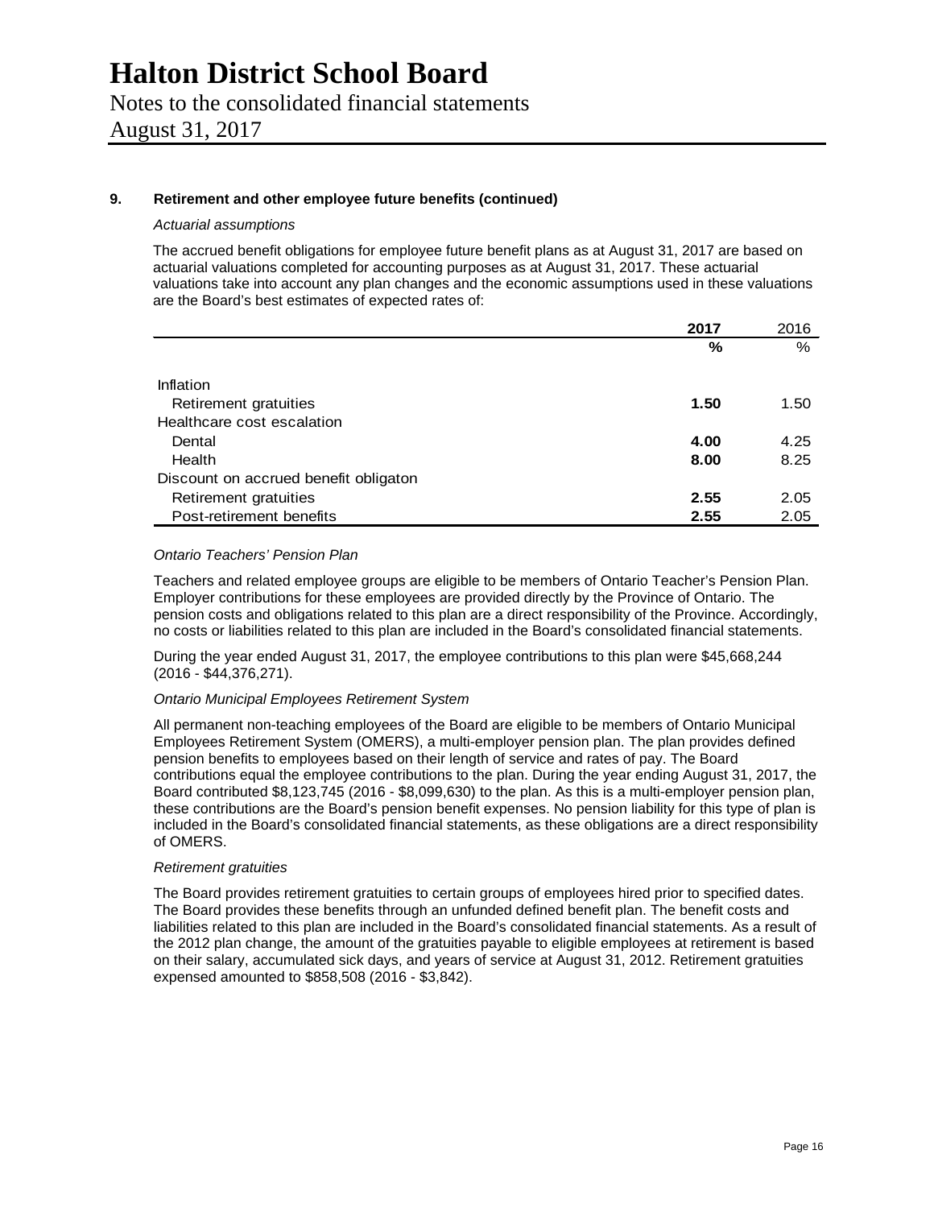# Halton District School Board

Notes to the consolidated financial statements

August 31, 2017

**9. Retirement and other employee future benefits (continued)**

*Actuarial assumptions*

The accrued benefit obligations for employee future benefit plans as at August 31, 2017 are based on actuarial valuations completed for accounting purposes as at August 31, 2017. These actuarial valuations take into account any plan changes and the economic assumptions used in these valuations are the Board's best estimates of expected rates of:

| | **2017** | 2016 |
|---|---|---|
| | **%** | % |
| Inflation | | |
| Retirement gratuities | **1.50** | 1.50 |
| Healthcare cost escalation | | |
| Dental | **4.00** | 4.25 |
| Health | **8.00** | 8.25 |
| Discount on accrued benefit obligaton | | |
| Retirement gratuities | **2.55** | 2.05 |
| Post-retirement benefits | **2.55** | 2.05 |

*Ontario Teachers' Pension Plan*

Teachers and related employee groups are eligible to be members of Ontario Teacher's Pension Plan. Employer contributions for these employees are provided directly by the Province of Ontario. The pension costs and obligations related to this plan are a direct responsibility of the Province. Accordingly, no costs or liabilities related to this plan are included in the Board's consolidated financial statements.

During the year ended August 31, 2017, the employee contributions to this plan were $45,668,244 (2016 - $44,376,271).

*Ontario Municipal Employees Retirement System*

All permanent non-teaching employees of the Board are eligible to be members of Ontario Municipal Employees Retirement System (OMERS), a multi-employer pension plan. The plan provides defined pension benefits to employees based on their length of service and rates of pay. The Board contributions equal the employee contributions to the plan. During the year ending August 31, 2017, the Board contributed $8,123,745 (2016 - $8,099,630) to the plan. As this is a multi-employer pension plan, these contributions are the Board's pension benefit expenses. No pension liability for this type of plan is included in the Board's consolidated financial statements, as these obligations are a direct responsibility of OMERS.

*Retirement gratuities*

The Board provides retirement gratuities to certain groups of employees hired prior to specified dates. The Board provides these benefits through an unfunded defined benefit plan. The benefit costs and liabilities related to this plan are included in the Board's consolidated financial statements. As a result of the 2012 plan change, the amount of the gratuities payable to eligible employees at retirement is based on their salary, accumulated sick days, and years of service at August 31, 2012. Retirement gratuities expensed amounted to $858,508 (2016 - $3,842).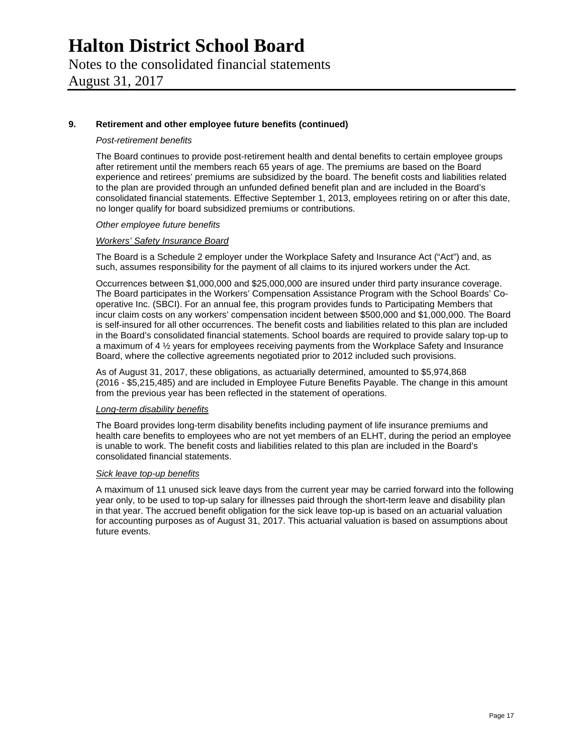# Halton District School Board

Notes to the consolidated financial statements

August 31, 2017

### 9. Retirement and other employee future benefits (continued)

*Post-retirement benefits*

The Board continues to provide post-retirement health and dental benefits to certain employee groups after retirement until the members reach 65 years of age. The premiums are based on the Board experience and retirees' premiums are subsidized by the board. The benefit costs and liabilities related to the plan are provided through an unfunded defined benefit plan and are included in the Board's consolidated financial statements. Effective September 1, 2013, employees retiring on or after this date, no longer qualify for board subsidized premiums or contributions.

*Other employee future benefits*

*Workers' Safety Insurance Board*

The Board is a Schedule 2 employer under the Workplace Safety and Insurance Act ("Act") and, as such, assumes responsibility for the payment of all claims to its injured workers under the Act.

Occurrences between $1,000,000 and $25,000,000 are insured under third party insurance coverage. The Board participates in the Workers' Compensation Assistance Program with the School Boards' Co-operative Inc. (SBCI). For an annual fee, this program provides funds to Participating Members that incur claim costs on any workers' compensation incident between $500,000 and $1,000,000. The Board is self-insured for all other occurrences. The benefit costs and liabilities related to this plan are included in the Board's consolidated financial statements. School boards are required to provide salary top-up to a maximum of 4 ½ years for employees receiving payments from the Workplace Safety and Insurance Board, where the collective agreements negotiated prior to 2012 included such provisions.

As of August 31, 2017, these obligations, as actuarially determined, amounted to $5,974,868 (2016 - $5,215,485) and are included in Employee Future Benefits Payable. The change in this amount from the previous year has been reflected in the statement of operations.

*Long-term disability benefits*

The Board provides long-term disability benefits including payment of life insurance premiums and health care benefits to employees who are not yet members of an ELHT, during the period an employee is unable to work. The benefit costs and liabilities related to this plan are included in the Board's consolidated financial statements.

*Sick leave top-up benefits*

A maximum of 11 unused sick leave days from the current year may be carried forward into the following year only, to be used to top-up salary for illnesses paid through the short-term leave and disability plan in that year. The accrued benefit obligation for the sick leave top-up is based on an actuarial valuation for accounting purposes as of August 31, 2017. This actuarial valuation is based on assumptions about future events.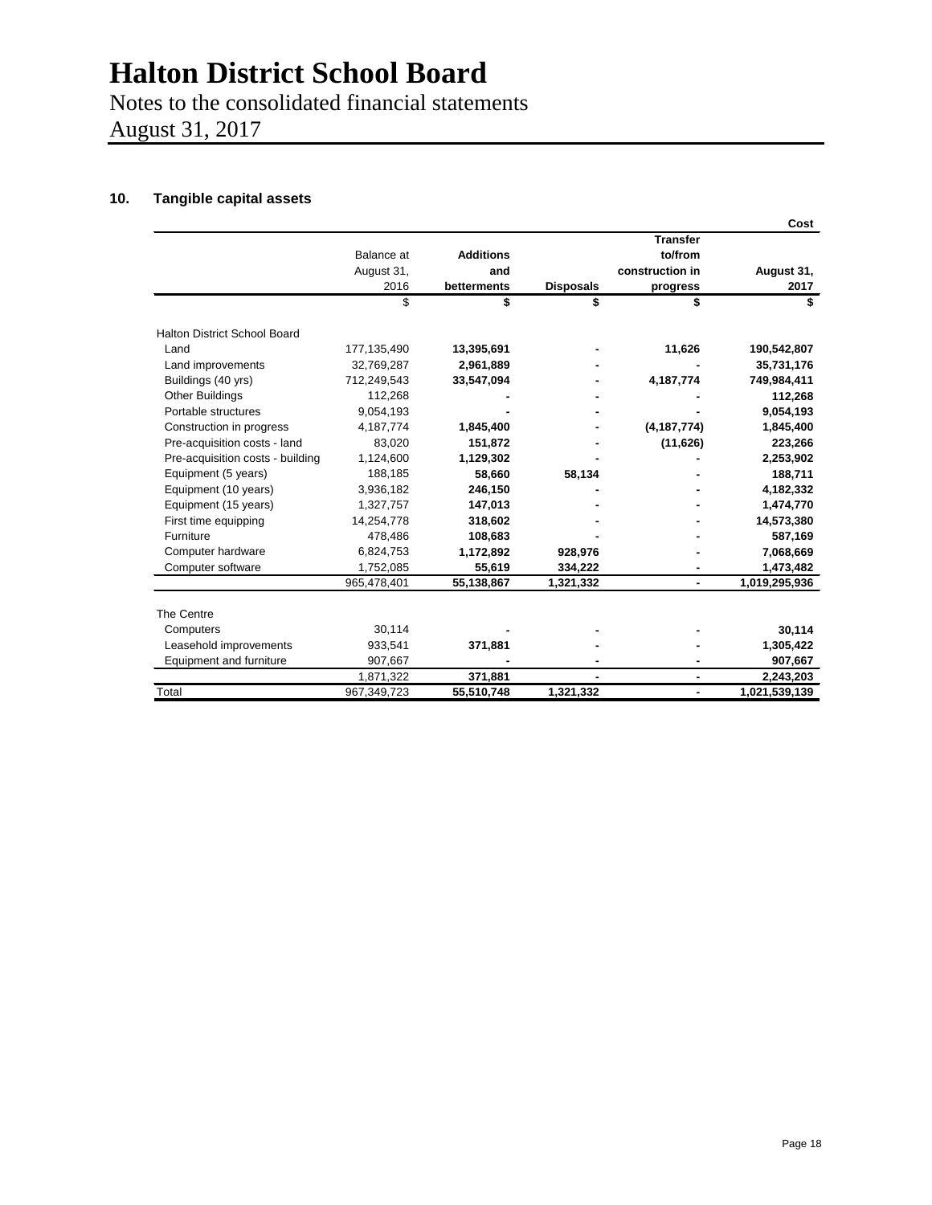# Halton District School Board

Notes to the consolidated financial statements
August 31, 2017

## 10. Tangible capital assets

| | | | | | Cost |
|---|---|---|---|---|---|
| | Balance at August 31, 2016 | **Additions and betterments** | **Disposals** | **Transfer to/from construction in progress** | **August 31, 2017** |
| | $ | **$** | **$** | **$** | **$** |
| Halton District School Board | | | | | |
| Land | 177,135,490 | **13,395,691** | **-** | **11,626** | **190,542,807** |
| Land improvements | 32,769,287 | **2,961,889** | **-** | **-** | **35,731,176** |
| Buildings (40 yrs) | 712,249,543 | **33,547,094** | **-** | **4,187,774** | **749,984,411** |
| Other Buildings | 112,268 | **-** | **-** | **-** | **112,268** |
| Portable structures | 9,054,193 | **-** | **-** | **-** | **9,054,193** |
| Construction in progress | 4,187,774 | **1,845,400** | **-** | **(4,187,774)** | **1,845,400** |
| Pre-acquisition costs - land | 83,020 | **151,872** | **-** | **(11,626)** | **223,266** |
| Pre-acquisition costs - building | 1,124,600 | **1,129,302** | **-** | **-** | **2,253,902** |
| Equipment (5 years) | 188,185 | **58,660** | **58,134** | **-** | **188,711** |
| Equipment (10 years) | 3,936,182 | **246,150** | **-** | **-** | **4,182,332** |
| Equipment (15 years) | 1,327,757 | **147,013** | **-** | **-** | **1,474,770** |
| First time equipping | 14,254,778 | **318,602** | **-** | **-** | **14,573,380** |
| Furniture | 478,486 | **108,683** | **-** | **-** | **587,169** |
| Computer hardware | 6,824,753 | **1,172,892** | **928,976** | **-** | **7,068,669** |
| Computer software | 1,752,085 | **55,619** | **334,222** | **-** | **1,473,482** |
| | 965,478,401 | **55,138,867** | **1,321,332** | **-** | **1,019,295,936** |
| The Centre | | | | | |
| Computers | 30,114 | **-** | **-** | **-** | **30,114** |
| Leasehold improvements | 933,541 | **371,881** | **-** | **-** | **1,305,422** |
| Equipment and furniture | 907,667 | **-** | **-** | **-** | **907,667** |
| | 1,871,322 | **371,881** | **-** | **-** | **2,243,203** |
| Total | 967,349,723 | **55,510,748** | **1,321,332** | **-** | **1,021,539,139** |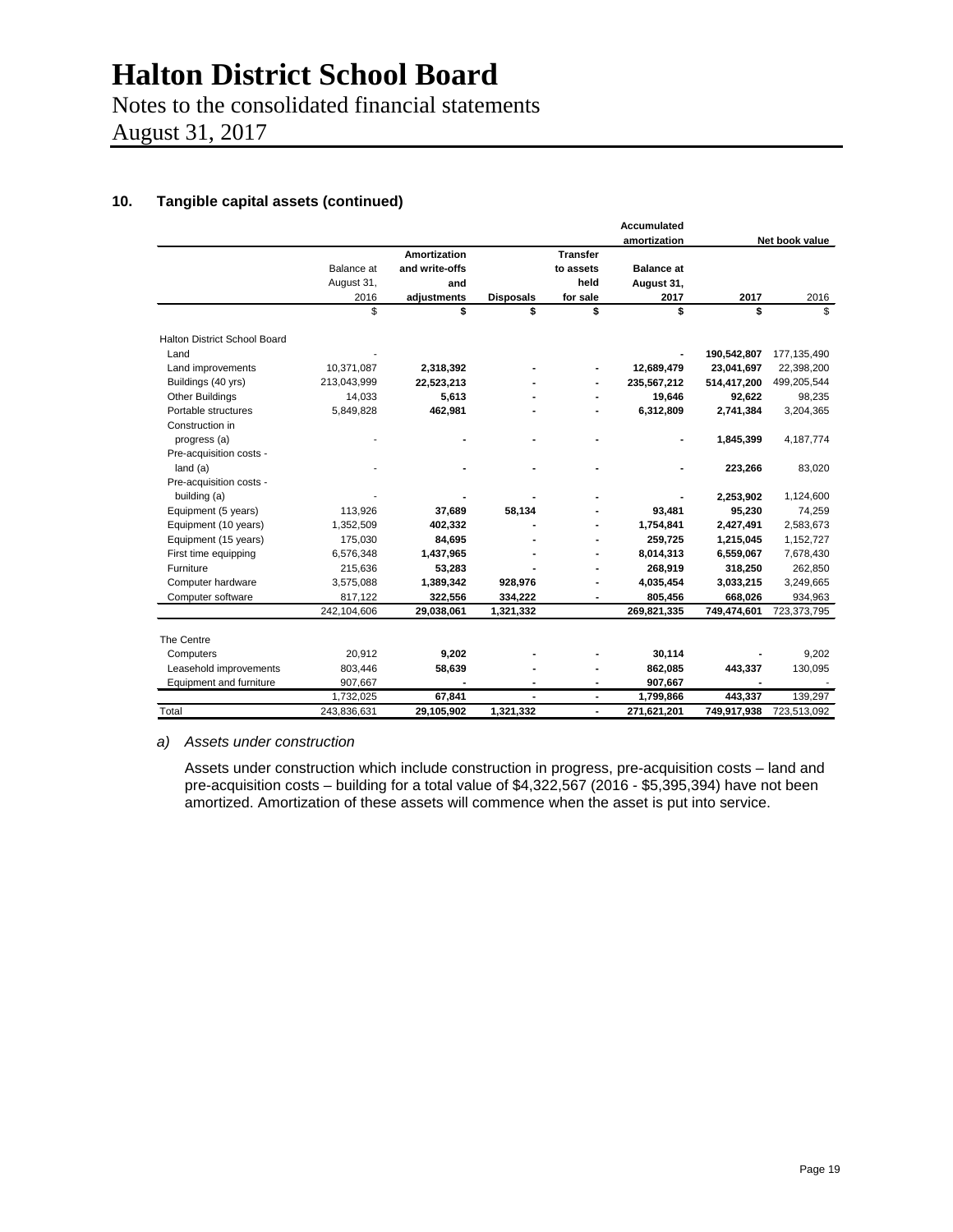# Halton District School Board

Notes to the consolidated financial statements
August 31, 2017

## 10. Tangible capital assets (continued)

| | Accumulated amortization | | | | | Net book value | |
|---|---|---|---|---|---|---|---|
| | Balance at August 31, 2016 | Amortization and write-offs and adjustments | Disposals | Transfer to assets held for sale | Balance at August 31, 2017 | 2017 | 2016 |
| | $ | $ | $ | $ | $ | $ | $ |
| **Halton District School Board** | | | | | | | |
| Land | - | | | | - | 190,542,807 | 177,135,490 |
| Land improvements | 10,371,087 | 2,318,392 | - | - | 12,689,479 | 23,041,697 | 22,398,200 |
| Buildings (40 yrs) | 213,043,999 | 22,523,213 | - | - | 235,567,212 | 514,417,200 | 499,205,544 |
| Other Buildings | 14,033 | 5,613 | - | - | 19,646 | 92,622 | 98,235 |
| Portable structures | 5,849,828 | 462,981 | - | - | 6,312,809 | 2,741,384 | 3,204,365 |
| Construction in progress (a) | - | - | - | - | - | 1,845,399 | 4,187,774 |
| Pre-acquisition costs - land (a) | - | - | - | - | - | 223,266 | 83,020 |
| Pre-acquisition costs - building (a) | - | - | - | - | - | 2,253,902 | 1,124,600 |
| Equipment (5 years) | 113,926 | 37,689 | 58,134 | - | 93,481 | 95,230 | 74,259 |
| Equipment (10 years) | 1,352,509 | 402,332 | - | - | 1,754,841 | 2,427,491 | 2,583,673 |
| Equipment (15 years) | 175,030 | 84,695 | - | - | 259,725 | 1,215,045 | 1,152,727 |
| First time equipping | 6,576,348 | 1,437,965 | - | - | 8,014,313 | 6,559,067 | 7,678,430 |
| Furniture | 215,636 | 53,283 | - | - | 268,919 | 318,250 | 262,850 |
| Computer hardware | 3,575,088 | 1,389,342 | 928,976 | - | 4,035,454 | 3,033,215 | 3,249,665 |
| Computer software | 817,122 | 322,556 | 334,222 | - | 805,456 | 668,026 | 934,963 |
| | 242,104,606 | 29,038,061 | 1,321,332 | | 269,821,335 | 749,474,601 | 723,373,795 |
| **The Centre** | | | | | | | |
| Computers | 20,912 | 9,202 | - | - | 30,114 | - | 9,202 |
| Leasehold improvements | 803,446 | 58,639 | - | - | 862,085 | 443,337 | 130,095 |
| Equipment and furniture | 907,667 | - | - | - | 907,667 | - | - |
| | 1,732,025 | 67,841 | - | - | 1,799,866 | 443,337 | 139,297 |
| Total | 243,836,631 | 29,105,902 | 1,321,332 | - | 271,621,201 | 749,917,938 | 723,513,092 |

*a) Assets under construction*

Assets under construction which include construction in progress, pre-acquisition costs – land and pre-acquisition costs – building for a total value of $4,322,567 (2016 - $5,395,394) have not been amortized. Amortization of these assets will commence when the asset is put into service.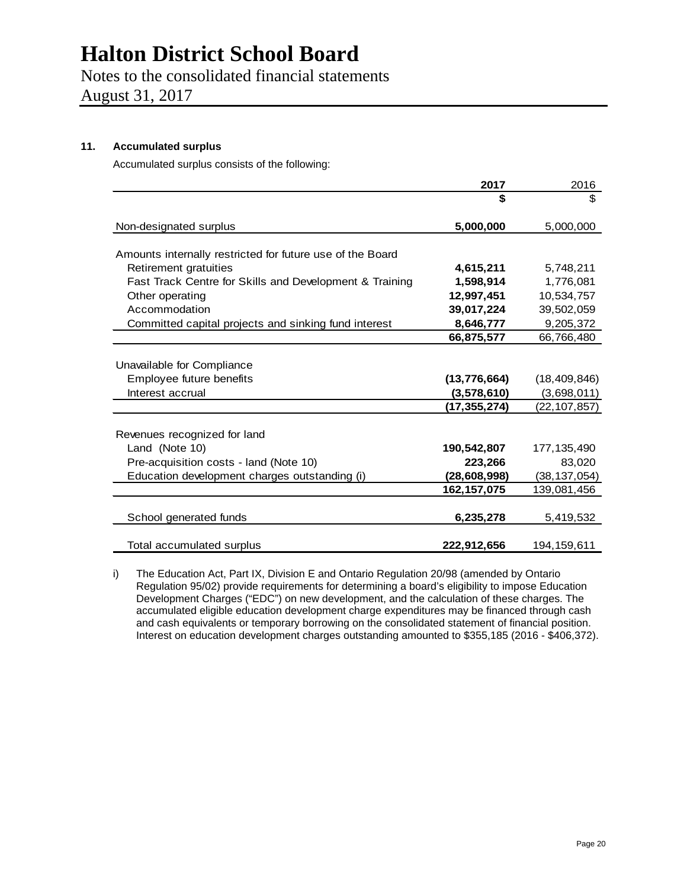# Halton District School Board

Notes to the consolidated financial statements
August 31, 2017

## 11. Accumulated surplus

Accumulated surplus consists of the following:

| | 2017 | 2016 |
|---|---|---|
| | **$** | $ |
| Non-designated surplus | **5,000,000** | 5,000,000 |
| Amounts internally restricted for future use of the Board | | |
| Retirement gratuities | **4,615,211** | 5,748,211 |
| Fast Track Centre for Skills and Development & Training | **1,598,914** | 1,776,081 |
| Other operating | **12,997,451** | 10,534,757 |
| Accommodation | **39,017,224** | 39,502,059 |
| Committed capital projects and sinking fund interest | **8,646,777** | 9,205,372 |
| | **66,875,577** | 66,766,480 |
| Unavailable for Compliance | | |
| Employee future benefits | **(13,776,664)** | (18,409,846) |
| Interest accrual | **(3,578,610)** | (3,698,011) |
| | **(17,355,274)** | (22,107,857) |
| Revenues recognized for land | | |
| Land (Note 10) | **190,542,807** | 177,135,490 |
| Pre-acquisition costs - land (Note 10) | **223,266** | 83,020 |
| Education development charges outstanding (i) | **(28,608,998)** | (38,137,054) |
| | **162,157,075** | 139,081,456 |
| School generated funds | **6,235,278** | 5,419,532 |
| Total accumulated surplus | **222,912,656** | 194,159,611 |

i) The Education Act, Part IX, Division E and Ontario Regulation 20/98 (amended by Ontario Regulation 95/02) provide requirements for determining a board's eligibility to impose Education Development Charges ("EDC") on new development, and the calculation of these charges. The accumulated eligible education development charge expenditures may be financed through cash and cash equivalents or temporary borrowing on the consolidated statement of financial position. Interest on education development charges outstanding amounted to $355,185 (2016 - $406,372).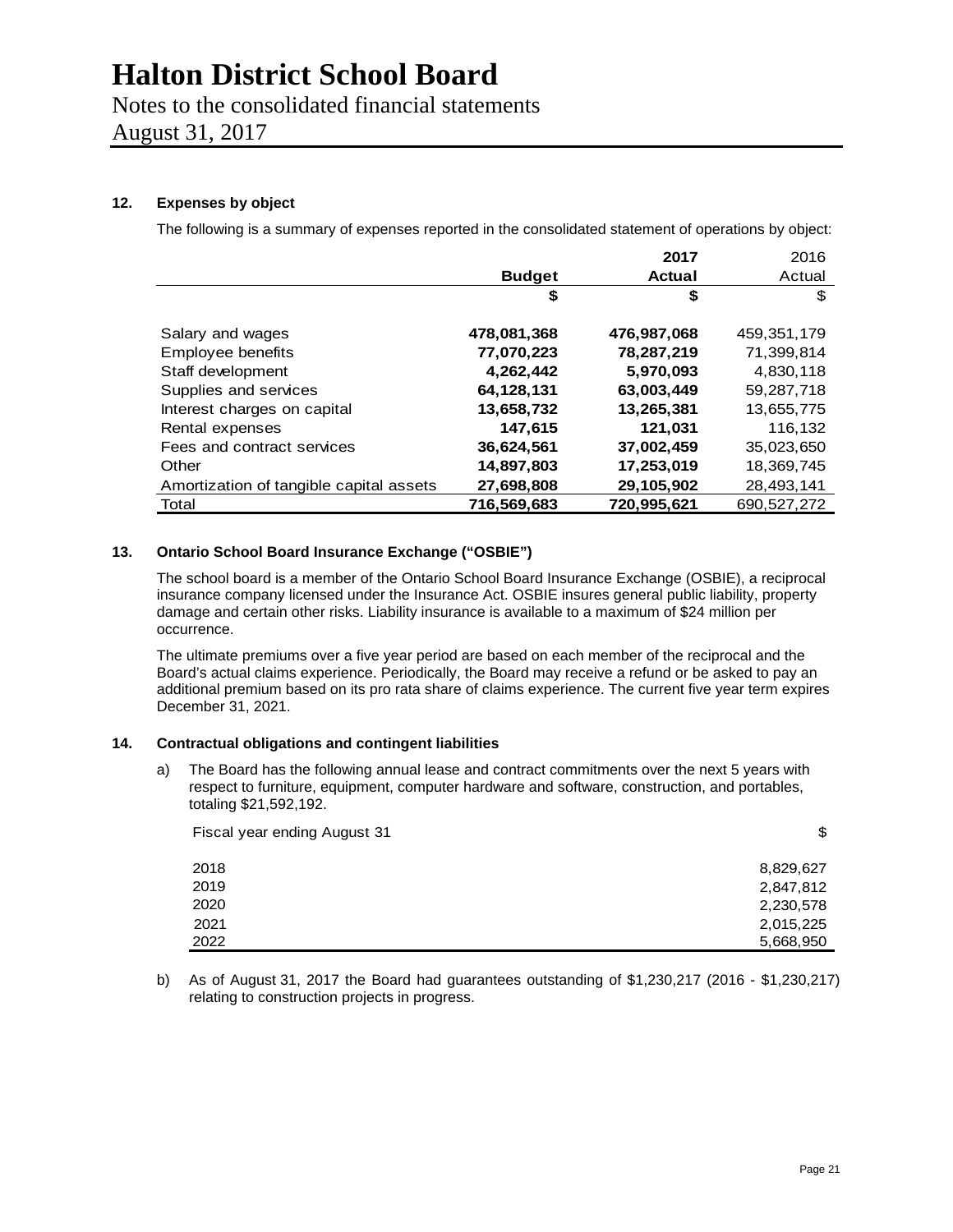# Halton District School Board

Notes to the consolidated financial statements

August 31, 2017

## 12. Expenses by object

The following is a summary of expenses reported in the consolidated statement of operations by object:

| | Budget | 2017 Actual | 2016 Actual |
|---|---|---|---|
| | **$** | **$** | $ |
| Salary and wages | **478,081,368** | **476,987,068** | 459,351,179 |
| Employee benefits | **77,070,223** | **78,287,219** | 71,399,814 |
| Staff development | **4,262,442** | **5,970,093** | 4,830,118 |
| Supplies and services | **64,128,131** | **63,003,449** | 59,287,718 |
| Interest charges on capital | **13,658,732** | **13,265,381** | 13,655,775 |
| Rental expenses | **147,615** | **121,031** | 116,132 |
| Fees and contract services | **36,624,561** | **37,002,459** | 35,023,650 |
| Other | **14,897,803** | **17,253,019** | 18,369,745 |
| Amortization of tangible capital assets | **27,698,808** | **29,105,902** | 28,493,141 |
| Total | **716,569,683** | **720,995,621** | 690,527,272 |

## 13. Ontario School Board Insurance Exchange ("OSBIE")

The school board is a member of the Ontario School Board Insurance Exchange (OSBIE), a reciprocal insurance company licensed under the Insurance Act. OSBIE insures general public liability, property damage and certain other risks. Liability insurance is available to a maximum of $24 million per occurrence.

The ultimate premiums over a five year period are based on each member of the reciprocal and the Board's actual claims experience. Periodically, the Board may receive a refund or be asked to pay an additional premium based on its pro rata share of claims experience. The current five year term expires December 31, 2021.

## 14. Contractual obligations and contingent liabilities

a) The Board has the following annual lease and contract commitments over the next 5 years with respect to furniture, equipment, computer hardware and software, construction, and portables, totaling $21,592,192.

| Fiscal year ending August 31 | $ |
|---|---|
| 2018 | 8,829,627 |
| 2019 | 2,847,812 |
| 2020 | 2,230,578 |
| 2021 | 2,015,225 |
| 2022 | 5,668,950 |

b) As of August 31, 2017 the Board had guarantees outstanding of $1,230,217 (2016 - $1,230,217) relating to construction projects in progress.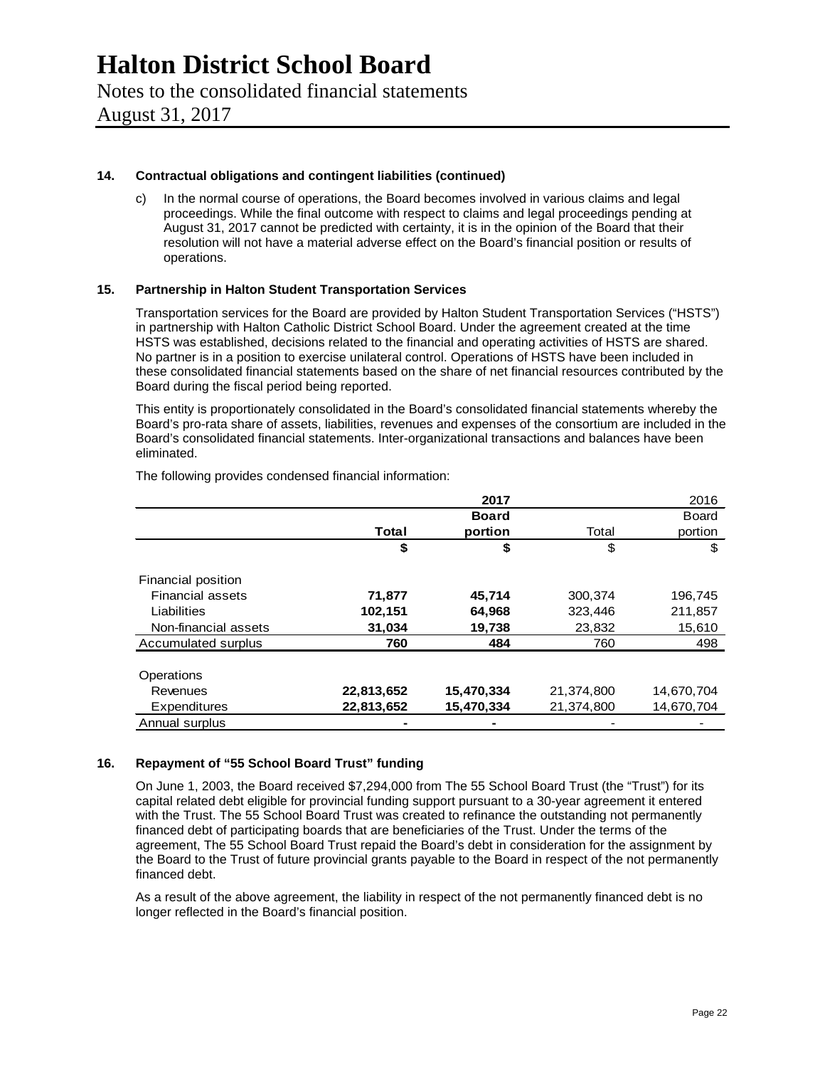# Halton District School Board

Notes to the consolidated financial statements
August 31, 2017

**14. Contractual obligations and contingent liabilities (continued)**

c) In the normal course of operations, the Board becomes involved in various claims and legal proceedings. While the final outcome with respect to claims and legal proceedings pending at August 31, 2017 cannot be predicted with certainty, it is in the opinion of the Board that their resolution will not have a material adverse effect on the Board's financial position or results of operations.

**15. Partnership in Halton Student Transportation Services**

Transportation services for the Board are provided by Halton Student Transportation Services ("HSTS") in partnership with Halton Catholic District School Board. Under the agreement created at the time HSTS was established, decisions related to the financial and operating activities of HSTS are shared. No partner is in a position to exercise unilateral control. Operations of HSTS have been included in these consolidated financial statements based on the share of net financial resources contributed by the Board during the fiscal period being reported.

This entity is proportionately consolidated in the Board's consolidated financial statements whereby the Board's pro-rata share of assets, liabilities, revenues and expenses of the consortium are included in the Board's consolidated financial statements. Inter-organizational transactions and balances have been eliminated.

The following provides condensed financial information:

| | **2017** | | 2016 | |
|---|---|---|---|---|
| | **Total** | **Board portion** | Total | Board portion |
| | **$** | **$** | $ | $ |
| Financial position | | | | |
| Financial assets | **71,877** | **45,714** | 300,374 | 196,745 |
| Liabilities | **102,151** | **64,968** | 323,446 | 211,857 |
| Non-financial assets | **31,034** | **19,738** | 23,832 | 15,610 |
| Accumulated surplus | **760** | **484** | 760 | 498 |
| Operations | | | | |
| Revenues | **22,813,652** | **15,470,334** | 21,374,800 | 14,670,704 |
| Expenditures | **22,813,652** | **15,470,334** | 21,374,800 | 14,670,704 |
| Annual surplus | **-** | **-** | - | - |

**16. Repayment of "55 School Board Trust" funding**

On June 1, 2003, the Board received $7,294,000 from The 55 School Board Trust (the "Trust") for its capital related debt eligible for provincial funding support pursuant to a 30-year agreement it entered with the Trust. The 55 School Board Trust was created to refinance the outstanding not permanently financed debt of participating boards that are beneficiaries of the Trust. Under the terms of the agreement, The 55 School Board Trust repaid the Board's debt in consideration for the assignment by the Board to the Trust of future provincial grants payable to the Board in respect of the not permanently financed debt.

As a result of the above agreement, the liability in respect of the not permanently financed debt is no longer reflected in the Board's financial position.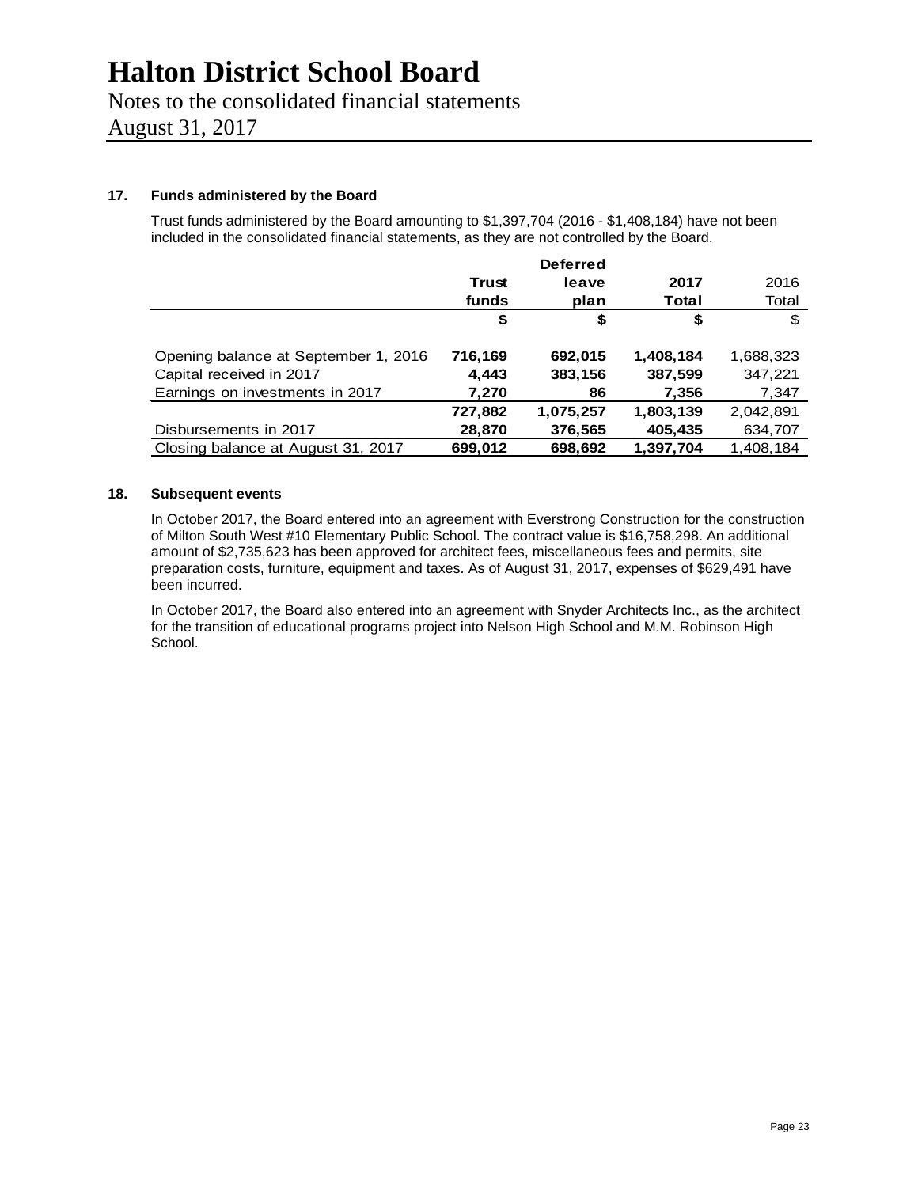# Halton District School Board

Notes to the consolidated financial statements
August 31, 2017

### 17. Funds administered by the Board

Trust funds administered by the Board amounting to $1,397,704 (2016 - $1,408,184) have not been included in the consolidated financial statements, as they are not controlled by the Board.

| | Trust funds | Deferred leave plan | 2017 Total | 2016 Total |
|---|---|---|---|---|
| | $ | $ | $ | $ |
| Opening balance at September 1, 2016 | 716,169 | 692,015 | 1,408,184 | 1,688,323 |
| Capital received in 2017 | 4,443 | 383,156 | 387,599 | 347,221 |
| Earnings on investments in 2017 | 7,270 | 86 | 7,356 | 7,347 |
| | 727,882 | 1,075,257 | 1,803,139 | 2,042,891 |
| Disbursements in 2017 | 28,870 | 376,565 | 405,435 | 634,707 |
| Closing balance at August 31, 2017 | 699,012 | 698,692 | 1,397,704 | 1,408,184 |

### 18. Subsequent events

In October 2017, the Board entered into an agreement with Everstrong Construction for the construction of Milton South West #10 Elementary Public School. The contract value is $16,758,298. An additional amount of $2,735,623 has been approved for architect fees, miscellaneous fees and permits, site preparation costs, furniture, equipment and taxes. As of August 31, 2017, expenses of $629,491 have been incurred.

In October 2017, the Board also entered into an agreement with Snyder Architects Inc., as the architect for the transition of educational programs project into Nelson High School and M.M. Robinson High School.